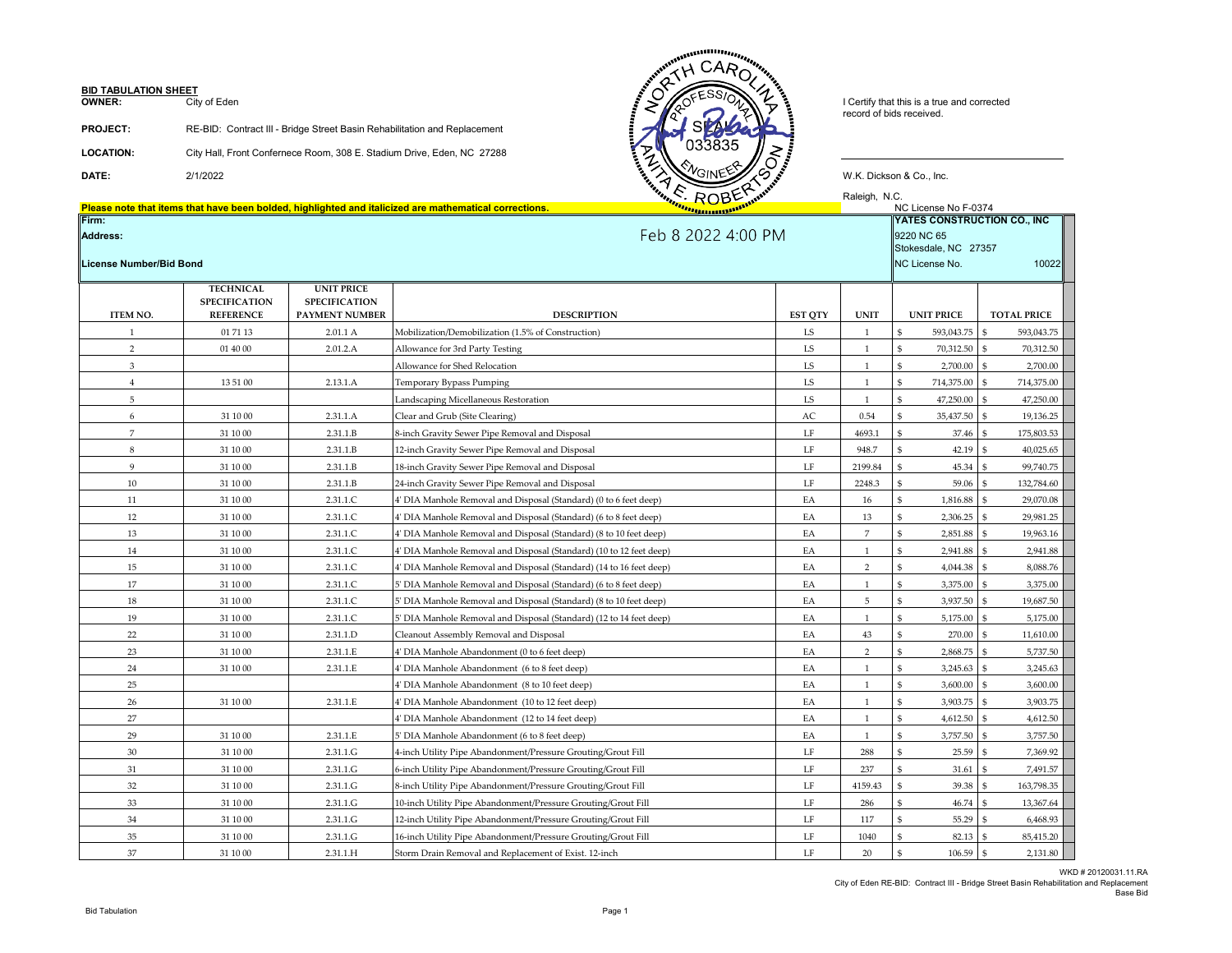**BID TABULATION SHEET**

**OWNER:** City of Eden

**PROJECT:** RE-BID: Contract III - Bridge Street Basin Rehabilitation and Replacement

**LOCATION:** City Hall, Front Confernece Room, 308 E. Stadium Drive, Eden, NC 27288

**DATE:** 2/1/2022

NORTH CAROLINA PROFESSIONAL SEAL 033835 ENGINEER ANITA E. ROBERTSON

I Certify that this is a true and corrected record of bids received.

W.K. Dickson & Co., Inc.

Raleigh, N.C.

NC License No F-0374

**Please note that items that have been bolded, highlighted and italicized are mathematical corrections.**

**Firm:**

**Address:**

**License Number/Bid Bond**

Feb 8 2022 4:00 PM

**YATES CONSTRUCTION CO., INC**
9220 NC 65
Stokesdale, NC 27357
NC License No. 10022

| ITEM NO. | TECHNICAL SPECIFICATION REFERENCE | UNIT PRICE SPECIFICATION PAYMENT NUMBER | DESCRIPTION | EST QTY | UNIT | UNIT PRICE | TOTAL PRICE |
|---|---|---|---|---|---|---|---|
| 1 | 01 71 13 | 2.01.1 A | Mobilization/Demobilization (1.5% of Construction) | LS | 1 | $ 593,043.75 | $ 593,043.75 |
| 2 | 01 40 00 | 2.01.2.A | Allowance for 3rd Party Testing | LS | 1 | $ 70,312.50 | $ 70,312.50 |
| 3 | | | Allowance for Shed Relocation | LS | 1 | $ 2,700.00 | $ 2,700.00 |
| 4 | 13 51 00 | 2.13.1.A | Temporary Bypass Pumping | LS | 1 | $ 714,375.00 | $ 714,375.00 |
| 5 | | | Landscaping Micellaneous Restoration | LS | 1 | $ 47,250.00 | $ 47,250.00 |
| 6 | 31 10 00 | 2.31.1.A | Clear and Grub (Site Clearing) | AC | 0.54 | $ 35,437.50 | $ 19,136.25 |
| 7 | 31 10 00 | 2.31.1.B | 8-inch Gravity Sewer Pipe Removal and Disposal | LF | 4693.1 | $ 37.46 | $ 175,803.53 |
| 8 | 31 10 00 | 2.31.1.B | 12-inch Gravity Sewer Pipe Removal and Disposal | LF | 948.7 | $ 42.19 | $ 40,025.65 |
| 9 | 31 10 00 | 2.31.1.B | 18-inch Gravity Sewer Pipe Removal and Disposal | LF | 2199.84 | $ 45.34 | $ 99,740.75 |
| 10 | 31 10 00 | 2.31.1.B | 24-inch Gravity Sewer Pipe Removal and Disposal | LF | 2248.3 | $ 59.06 | $ 132,784.60 |
| 11 | 31 10 00 | 2.31.1.C | 4' DIA Manhole Removal and Disposal (Standard) (0 to 6 feet deep) | EA | 16 | $ 1,816.88 | $ 29,070.08 |
| 12 | 31 10 00 | 2.31.1.C | 4' DIA Manhole Removal and Disposal (Standard) (6 to 8 feet deep) | EA | 13 | $ 2,306.25 | $ 29,981.25 |
| 13 | 31 10 00 | 2.31.1.C | 4' DIA Manhole Removal and Disposal (Standard) (8 to 10 feet deep) | EA | 7 | $ 2,851.88 | $ 19,963.16 |
| 14 | 31 10 00 | 2.31.1.C | 4' DIA Manhole Removal and Disposal (Standard) (10 to 12 feet deep) | EA | 1 | $ 2,941.88 | $ 2,941.88 |
| 15 | 31 10 00 | 2.31.1.C | 4' DIA Manhole Removal and Disposal (Standard) (14 to 16 feet deep) | EA | 2 | $ 4,044.38 | $ 8,088.76 |
| 17 | 31 10 00 | 2.31.1.C | 5' DIA Manhole Removal and Disposal (Standard) (6 to 8 feet deep) | EA | 1 | $ 3,375.00 | $ 3,375.00 |
| 18 | 31 10 00 | 2.31.1.C | 5' DIA Manhole Removal and Disposal (Standard) (8 to 10 feet deep) | EA | 5 | $ 3,937.50 | $ 19,687.50 |
| 19 | 31 10 00 | 2.31.1.C | 5' DIA Manhole Removal and Disposal (Standard) (12 to 14 feet deep) | EA | 1 | $ 5,175.00 | $ 5,175.00 |
| 22 | 31 10 00 | 2.31.1.D | Cleanout Assembly Removal and Disposal | EA | 43 | $ 270.00 | $ 11,610.00 |
| 23 | 31 10 00 | 2.31.1.E | 4' DIA Manhole Abandonment (0 to 6 feet deep) | EA | 2 | $ 2,868.75 | $ 5,737.50 |
| 24 | 31 10 00 | 2.31.1.E | 4' DIA Manhole Abandonment (6 to 8 feet deep) | EA | 1 | $ 3,245.63 | $ 3,245.63 |
| 25 | | | 4' DIA Manhole Abandonment (8 to 10 feet deep) | EA | 1 | $ 3,600.00 | $ 3,600.00 |
| 26 | 31 10 00 | 2.31.1.E | 4' DIA Manhole Abandonment (10 to 12 feet deep) | EA | 1 | $ 3,903.75 | $ 3,903.75 |
| 27 | | | 4' DIA Manhole Abandonment (12 to 14 feet deep) | EA | 1 | $ 4,612.50 | $ 4,612.50 |
| 29 | 31 10 00 | 2.31.1.E | 5' DIA Manhole Abandonment (6 to 8 feet deep) | EA | 1 | $ 3,757.50 | $ 3,757.50 |
| 30 | 31 10 00 | 2.31.1.G | 4-inch Utility Pipe Abandonment/Pressure Grouting/Grout Fill | LF | 288 | $ 25.59 | $ 7,369.92 |
| 31 | 31 10 00 | 2.31.1.G | 6-inch Utility Pipe Abandonment/Pressure Grouting/Grout Fill | LF | 237 | $ 31.61 | $ 7,491.57 |
| 32 | 31 10 00 | 2.31.1.G | 8-inch Utility Pipe Abandonment/Pressure Grouting/Grout Fill | LF | 4159.43 | $ 39.38 | $ 163,798.35 |
| 33 | 31 10 00 | 2.31.1.G | 10-inch Utility Pipe Abandonment/Pressure Grouting/Grout Fill | LF | 286 | $ 46.74 | $ 13,367.64 |
| 34 | 31 10 00 | 2.31.1.G | 12-inch Utility Pipe Abandonment/Pressure Grouting/Grout Fill | LF | 117 | $ 55.29 | $ 6,468.93 |
| 35 | 31 10 00 | 2.31.1.G | 16-inch Utility Pipe Abandonment/Pressure Grouting/Grout Fill | LF | 1040 | $ 82.13 | $ 85,415.20 |
| 37 | 31 10 00 | 2.31.1.H | Storm Drain Removal and Replacement of Exist. 12-inch | LF | 20 | $ 106.59 | $ 2,131.80 |

WKD # 20120031.11.RA
City of Eden RE-BID: Contract III - Bridge Street Basin Rehabilitation and Replacement
Base Bid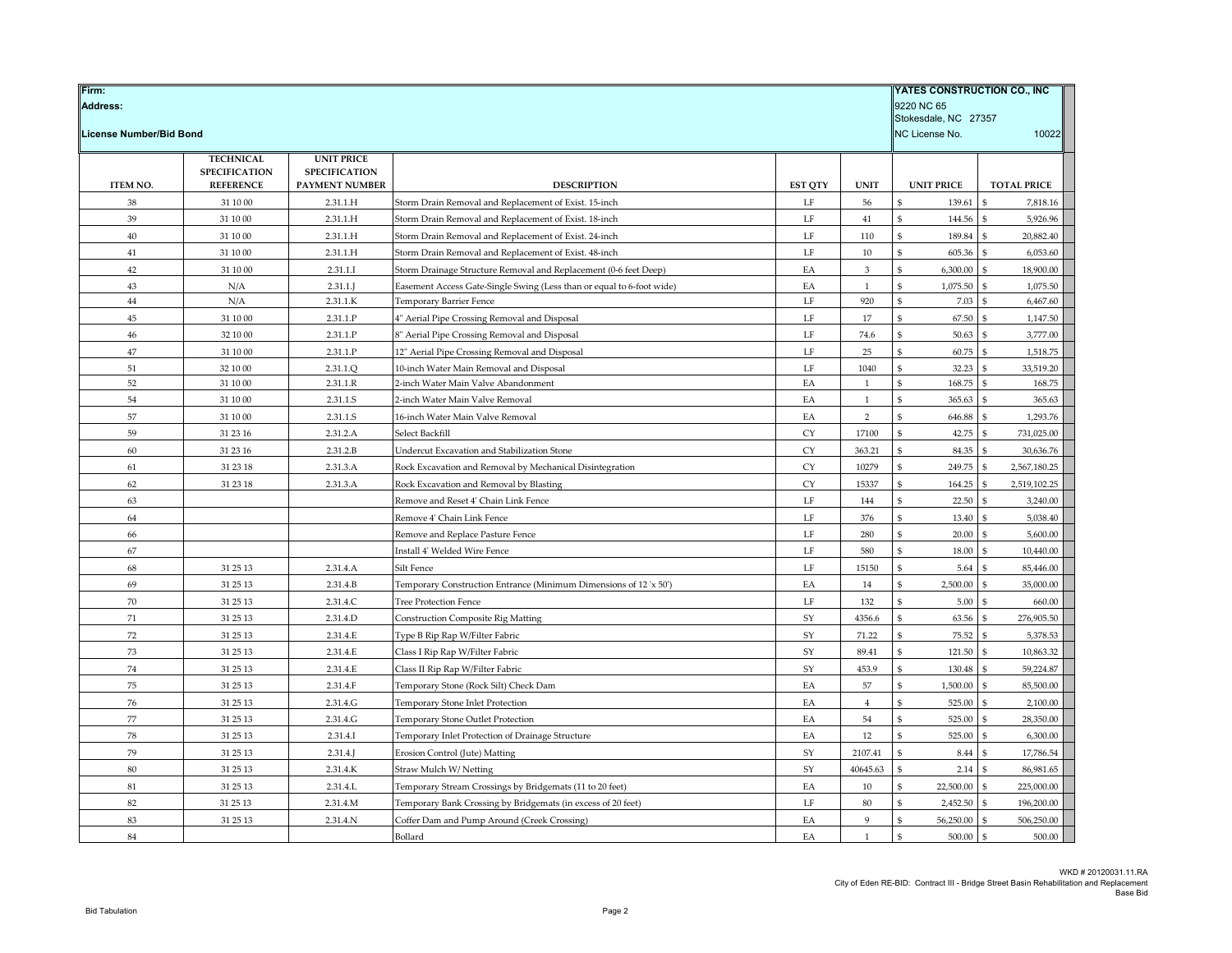| Firm: | | | | | | YATES CONSTRUCTION CO., INC | |
|---|---|---|---|---|---|---|---|
| Address: | | | | | | 9220 NC 65<br>Stokesdale, NC 27357 | |
| License Number/Bid Bond | | | | | | NC License No. | 10022 |
| **ITEM NO.** | **TECHNICAL SPECIFICATION REFERENCE** | **UNIT PRICE SPECIFICATION PAYMENT NUMBER** | **DESCRIPTION** | **EST QTY** | **UNIT** | **UNIT PRICE** | **TOTAL PRICE** |
| 38 | 31 10 00 | 2.31.1.H | Storm Drain Removal and Replacement of Exist. 15-inch | LF | 56 | $ 139.61 | $ 7,818.16 |
| 39 | 31 10 00 | 2.31.1.H | Storm Drain Removal and Replacement of Exist. 18-inch | LF | 41 | $ 144.56 | $ 5,926.96 |
| 40 | 31 10 00 | 2.31.1.H | Storm Drain Removal and Replacement of Exist. 24-inch | LF | 110 | $ 189.84 | $ 20,882.40 |
| 41 | 31 10 00 | 2.31.1.H | Storm Drain Removal and Replacement of Exist. 48-inch | LF | 10 | $ 605.36 | $ 6,053.60 |
| 42 | 31 10 00 | 2.31.1.I | Storm Drainage Structure Removal and Replacement (0-6 feet Deep) | EA | 3 | $ 6,300.00 | $ 18,900.00 |
| 43 | N/A | 2.31.1.J | Easement Access Gate-Single Swing (Less than or equal to 6-foot wide) | EA | 1 | $ 1,075.50 | $ 1,075.50 |
| 44 | N/A | 2.31.1.K | Temporary Barrier Fence | LF | 920 | $ 7.03 | $ 6,467.60 |
| 45 | 31 10 00 | 2.31.1.P | 4" Aerial Pipe Crossing Removal and Disposal | LF | 17 | $ 67.50 | $ 1,147.50 |
| 46 | 32 10 00 | 2.31.1.P | 8" Aerial Pipe Crossing Removal and Disposal | LF | 74.6 | $ 50.63 | $ 3,777.00 |
| 47 | 31 10 00 | 2.31.1.P | 12" Aerial Pipe Crossing Removal and Disposal | LF | 25 | $ 60.75 | $ 1,518.75 |
| 51 | 32 10 00 | 2.31.1.Q | 10-inch Water Main Removal and Disposal | LF | 1040 | $ 32.23 | $ 33,519.20 |
| 52 | 31 10 00 | 2.31.1.R | 2-inch Water Main Valve Abandonment | EA | 1 | $ 168.75 | $ 168.75 |
| 54 | 31 10 00 | 2.31.1.S | 2-inch Water Main Valve Removal | EA | 1 | $ 365.63 | $ 365.63 |
| 57 | 31 10 00 | 2.31.1.S | 16-inch Water Main Valve Removal | EA | 2 | $ 646.88 | $ 1,293.76 |
| 59 | 31 23 16 | 2.31.2.A | Select Backfill | CY | 17100 | $ 42.75 | $ 731,025.00 |
| 60 | 31 23 16 | 2.31.2.B | Undercut Excavation and Stabilization Stone | CY | 363.21 | $ 84.35 | $ 30,636.76 |
| 61 | 31 23 18 | 2.31.3.A | Rock Excavation and Removal by Mechanical Disintegration | CY | 10279 | $ 249.75 | $ 2,567,180.25 |
| 62 | 31 23 18 | 2.31.3.A | Rock Excavation and Removal by Blasting | CY | 15337 | $ 164.25 | $ 2,519,102.25 |
| 63 | | | Remove and Reset 4' Chain Link Fence | LF | 144 | $ 22.50 | $ 3,240.00 |
| 64 | | | Remove 4' Chain Link Fence | LF | 376 | $ 13.40 | $ 5,038.40 |
| 66 | | | Remove and Replace Pasture Fence | LF | 280 | $ 20.00 | $ 5,600.00 |
| 67 | | | Install 4' Welded Wire Fence | LF | 580 | $ 18.00 | $ 10,440.00 |
| 68 | 31 25 13 | 2.31.4.A | Silt Fence | LF | 15150 | $ 5.64 | $ 85,446.00 |
| 69 | 31 25 13 | 2.31.4.B | Temporary Construction Entrance (Minimum Dimensions of 12 'x 50') | EA | 14 | $ 2,500.00 | $ 35,000.00 |
| 70 | 31 25 13 | 2.31.4.C | Tree Protection Fence | LF | 132 | $ 5.00 | $ 660.00 |
| 71 | 31 25 13 | 2.31.4.D | Construction Composite Rig Matting | SY | 4356.6 | $ 63.56 | $ 276,905.50 |
| 72 | 31 25 13 | 2.31.4.E | Type B Rip Rap W/Filter Fabric | SY | 71.22 | $ 75.52 | $ 5,378.53 |
| 73 | 31 25 13 | 2.31.4.E | Class I Rip Rap W/Filter Fabric | SY | 89.41 | $ 121.50 | $ 10,863.32 |
| 74 | 31 25 13 | 2.31.4.E | Class II Rip Rap W/Filter Fabric | SY | 453.9 | $ 130.48 | $ 59,224.87 |
| 75 | 31 25 13 | 2.31.4.F | Temporary Stone (Rock Silt) Check Dam | EA | 57 | $ 1,500.00 | $ 85,500.00 |
| 76 | 31 25 13 | 2.31.4.G | Temporary Stone Inlet Protection | EA | 4 | $ 525.00 | $ 2,100.00 |
| 77 | 31 25 13 | 2.31.4.G | Temporary Stone Outlet Protection | EA | 54 | $ 525.00 | $ 28,350.00 |
| 78 | 31 25 13 | 2.31.4.I | Temporary Inlet Protection of Drainage Structure | EA | 12 | $ 525.00 | $ 6,300.00 |
| 79 | 31 25 13 | 2.31.4.J | Erosion Control (Jute) Matting | SY | 2107.41 | $ 8.44 | $ 17,786.54 |
| 80 | 31 25 13 | 2.31.4.K | Straw Mulch W/ Netting | SY | 40645.63 | $ 2.14 | $ 86,981.65 |
| 81 | 31 25 13 | 2.31.4.L | Temporary Stream Crossings by Bridgemats (11 to 20 feet) | EA | 10 | $ 22,500.00 | $ 225,000.00 |
| 82 | 31 25 13 | 2.31.4.M | Temporary Bank Crossing by Bridgemats (in excess of 20 feet) | LF | 80 | $ 2,452.50 | $ 196,200.00 |
| 83 | 31 25 13 | 2.31.4.N | Coffer Dam and Pump Around (Creek Crossing) | EA | 9 | $ 56,250.00 | $ 506,250.00 |
| 84 | | | Bollard | EA | 1 | $ 500.00 | $ 500.00 |

WKD # 20120031.11.RA
City of Eden RE-BID: Contract III - Bridge Street Basin Rehabilitation and Replacement
Base Bid

Bid Tabulation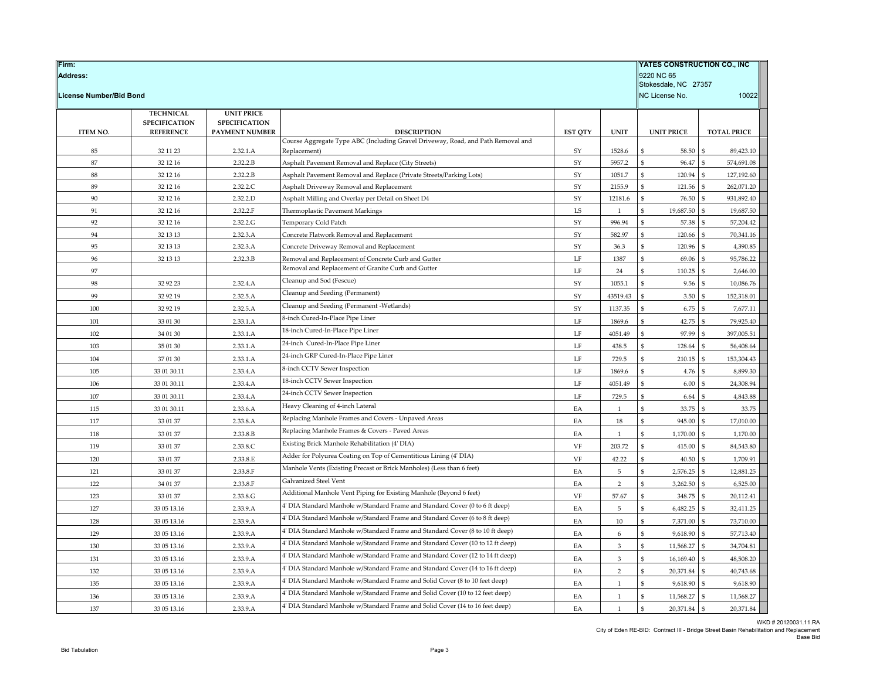| Firm: | | | | | | YATES CONSTRUCTION CO., INC | |
|---|---|---|---|---|---|---|---|
| Address: | | | | | | 9220 NC 65 Stokesdale, NC 27357 | |
| License Number/Bid Bond | | | | | | NC License No. | 10022 |
| ITEM NO. | TECHNICAL SPECIFICATION REFERENCE | UNIT PRICE SPECIFICATION PAYMENT NUMBER | DESCRIPTION | EST QTY | UNIT | UNIT PRICE | TOTAL PRICE |
| 85 | 32 11 23 | 2.32.1.A | Course Aggregate Type ABC (Including Gravel Driveway, Road, and Path Removal and Replacement) | SY | 1528.6 | $ 58.50 | $ 89,423.10 |
| 87 | 32 12 16 | 2.32.2.B | Asphalt Pavement Removal and Replace (City Streets) | SY | 5957.2 | $ 96.47 | $ 574,691.08 |
| 88 | 32 12 16 | 2.32.2.B | Asphalt Pavement Removal and Replace (Private Streets/Parking Lots) | SY | 1051.7 | $ 120.94 | $ 127,192.60 |
| 89 | 32 12 16 | 2.32.2.C | Asphalt Driveway Removal and Replacement | SY | 2155.9 | $ 121.56 | $ 262,071.20 |
| 90 | 32 12 16 | 2.32.2.D | Asphalt Milling and Overlay per Detail on Sheet D4 | SY | 12181.6 | $ 76.50 | $ 931,892.40 |
| 91 | 32 12 16 | 2.32.2.F | Thermoplastic Pavement Markings | LS | 1 | $ 19,687.50 | $ 19,687.50 |
| 92 | 32 12 16 | 2.32.2.G | Temporary Cold Patch | SY | 996.94 | $ 57.38 | $ 57,204.42 |
| 94 | 32 13 13 | 2.32.3.A | Concrete Flatwork Removal and Replacement | SY | 582.97 | $ 120.66 | $ 70,341.16 |
| 95 | 32 13 13 | 2.32.3.A | Concrete Driveway Removal and Replacement | SY | 36.3 | $ 120.96 | $ 4,390.85 |
| 96 | 32 13 13 | 2.32.3.B | Removal and Replacement of Concrete Curb and Gutter | LF | 1387 | $ 69.06 | $ 95,786.22 |
| 97 | | | Removal and Replacement of Granite Curb and Gutter | LF | 24 | $ 110.25 | $ 2,646.00 |
| 98 | 32 92 23 | 2.32.4.A | Cleanup and Sod (Fescue) | SY | 1055.1 | $ 9.56 | $ 10,086.76 |
| 99 | 32 92 19 | 2.32.5.A | Cleanup and Seeding (Permanent) | SY | 43519.43 | $ 3.50 | $ 152,318.01 |
| 100 | 32 92 19 | 2.32.5.A | Cleanup and Seeding (Permanent -Wetlands) | SY | 1137.35 | $ 6.75 | $ 7,677.11 |
| 101 | 33 01 30 | 2.33.1.A | 8-inch Cured-In-Place Pipe Liner | LF | 1869.6 | $ 42.75 | $ 79,925.40 |
| 102 | 34 01 30 | 2.33.1.A | 18-inch Cured-In-Place Pipe Liner | LF | 4051.49 | $ 97.99 | $ 397,005.51 |
| 103 | 35 01 30 | 2.33.1.A | 24-inch Cured-In-Place Pipe Liner | LF | 438.5 | $ 128.64 | $ 56,408.64 |
| 104 | 37 01 30 | 2.33.1.A | 24-inch GRP Cured-In-Place Pipe Liner | LF | 729.5 | $ 210.15 | $ 153,304.43 |
| 105 | 33 01 30.11 | 2.33.4.A | 8-inch CCTV Sewer Inspection | LF | 1869.6 | $ 4.76 | $ 8,899.30 |
| 106 | 33 01 30.11 | 2.33.4.A | 18-inch CCTV Sewer Inspection | LF | 4051.49 | $ 6.00 | $ 24,308.94 |
| 107 | 33 01 30.11 | 2.33.4.A | 24-inch CCTV Sewer Inspection | LF | 729.5 | $ 6.64 | $ 4,843.88 |
| 115 | 33 01 30.11 | 2.33.6.A | Heavy Cleaning of 4-inch Lateral | EA | 1 | $ 33.75 | $ 33.75 |
| 117 | 33 01 37 | 2.33.8.A | Replacing Manhole Frames and Covers - Unpaved Areas | EA | 18 | $ 945.00 | $ 17,010.00 |
| 118 | 33 01 37 | 2.33.8.B | Replacing Manhole Frames & Covers - Paved Areas | EA | 1 | $ 1,170.00 | $ 1,170.00 |
| 119 | 33 01 37 | 2.33.8.C | Existing Brick Manhole Rehabilitation (4' DIA) | VF | 203.72 | $ 415.00 | $ 84,543.80 |
| 120 | 33 01 37 | 2.33.8.E | Adder for Polyurea Coating on Top of Cementitious Lining (4' DIA) | VF | 42.22 | $ 40.50 | $ 1,709.91 |
| 121 | 33 01 37 | 2.33.8.F | Manhole Vents (Existing Precast or Brick Manholes) (Less than 6 feet) | EA | 5 | $ 2,576.25 | $ 12,881.25 |
| 122 | 34 01 37 | 2.33.8.F | Galvanized Steel Vent | EA | 2 | $ 3,262.50 | $ 6,525.00 |
| 123 | 33 01 37 | 2.33.8.G | Additional Manhole Vent Piping for Existing Manhole (Beyond 6 feet) | VF | 57.67 | $ 348.75 | $ 20,112.41 |
| 127 | 33 05 13.16 | 2.33.9.A | 4' DIA Standard Manhole w/Standard Frame and Standard Cover (0 to 6 ft deep) | EA | 5 | $ 6,482.25 | $ 32,411.25 |
| 128 | 33 05 13.16 | 2.33.9.A | 4' DIA Standard Manhole w/Standard Frame and Standard Cover (6 to 8 ft deep) | EA | 10 | $ 7,371.00 | $ 73,710.00 |
| 129 | 33 05 13.16 | 2.33.9.A | 4' DIA Standard Manhole w/Standard Frame and Standard Cover (8 to 10 ft deep) | EA | 6 | $ 9,618.90 | $ 57,713.40 |
| 130 | 33 05 13.16 | 2.33.9.A | 4' DIA Standard Manhole w/Standard Frame and Standard Cover (10 to 12 ft deep) | EA | 3 | $ 11,568.27 | $ 34,704.81 |
| 131 | 33 05 13.16 | 2.33.9.A | 4' DIA Standard Manhole w/Standard Frame and Standard Cover (12 to 14 ft deep) | EA | 3 | $ 16,169.40 | $ 48,508.20 |
| 132 | 33 05 13.16 | 2.33.9.A | 4' DIA Standard Manhole w/Standard Frame and Standard Cover (14 to 16 ft deep) | EA | 2 | $ 20,371.84 | $ 40,743.68 |
| 135 | 33 05 13.16 | 2.33.9.A | 4' DIA Standard Manhole w/Standard Frame and Solid Cover (8 to 10 feet deep) | EA | 1 | $ 9,618.90 | $ 9,618.90 |
| 136 | 33 05 13.16 | 2.33.9.A | 4' DIA Standard Manhole w/Standard Frame and Solid Cover (10 to 12 feet deep) | EA | 1 | $ 11,568.27 | $ 11,568.27 |
| 137 | 33 05 13.16 | 2.33.9.A | 4' DIA Standard Manhole w/Standard Frame and Solid Cover (14 to 16 feet deep) | EA | 1 | $ 20,371.84 | $ 20,371.84 |

WKD # 20120031.11.RA
City of Eden RE-BID: Contract III - Bridge Street Basin Rehabilitation and Replacement
Base Bid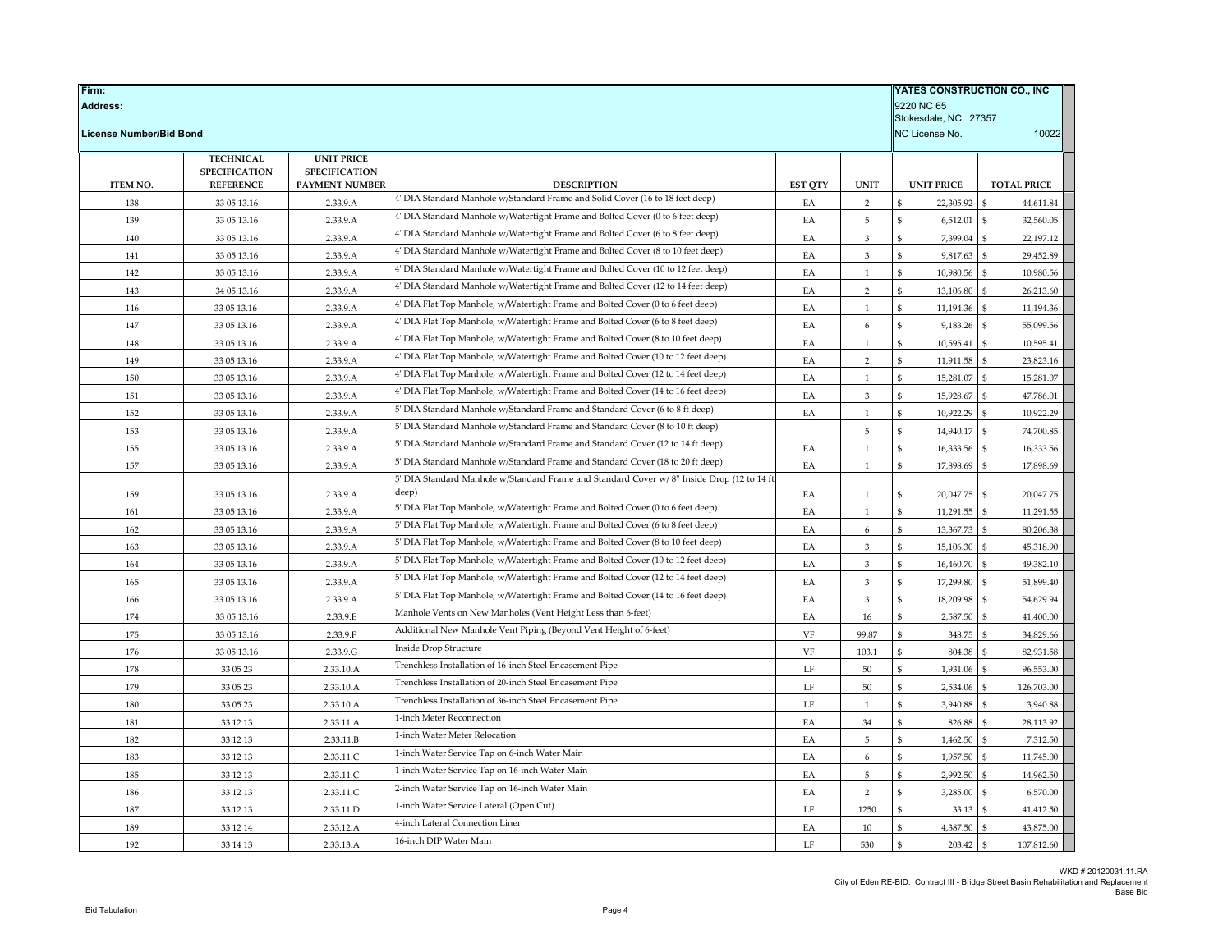| Firm: | | | | | | YATES CONSTRUCTION CO., INC | |
|---|---|---|---|---|---|---|---|
| Address: | | | | | | 9220 NC 65<br>Stokesdale, NC 27357 | |
| License Number/Bid Bond | | | | | | NC License No. | 10022 |
| **ITEM NO.** | **TECHNICAL SPECIFICATION REFERENCE** | **UNIT PRICE SPECIFICATION PAYMENT NUMBER** | **DESCRIPTION** | **EST QTY** | **UNIT** | **UNIT PRICE** | **TOTAL PRICE** |
| 138 | 33 05 13.16 | 2.33.9.A | 4' DIA Standard Manhole w/Standard Frame and Solid Cover (16 to 18 feet deep) | EA | 2 | $ 22,305.92 | $ 44,611.84 |
| 139 | 33 05 13.16 | 2.33.9.A | 4' DIA Standard Manhole w/Watertight Frame and Bolted Cover (0 to 6 feet deep) | EA | 5 | $ 6,512.01 | $ 32,560.05 |
| 140 | 33 05 13.16 | 2.33.9.A | 4' DIA Standard Manhole w/Watertight Frame and Bolted Cover (6 to 8 feet deep) | EA | 3 | $ 7,399.04 | $ 22,197.12 |
| 141 | 33 05 13.16 | 2.33.9.A | 4' DIA Standard Manhole w/Watertight Frame and Bolted Cover (8 to 10 feet deep) | EA | 3 | $ 9,817.63 | $ 29,452.89 |
| 142 | 33 05 13.16 | 2.33.9.A | 4' DIA Standard Manhole w/Watertight Frame and Bolted Cover (10 to 12 feet deep) | EA | 1 | $ 10,980.56 | $ 10,980.56 |
| 143 | 34 05 13.16 | 2.33.9.A | 4' DIA Standard Manhole w/Watertight Frame and Bolted Cover (12 to 14 feet deep) | EA | 2 | $ 13,106.80 | $ 26,213.60 |
| 146 | 33 05 13.16 | 2.33.9.A | 4' DIA Flat Top Manhole, w/Watertight Frame and Bolted Cover (0 to 6 feet deep) | EA | 1 | $ 11,194.36 | $ 11,194.36 |
| 147 | 33 05 13.16 | 2.33.9.A | 4' DIA Flat Top Manhole, w/Watertight Frame and Bolted Cover (6 to 8 feet deep) | EA | 6 | $ 9,183.26 | $ 55,099.56 |
| 148 | 33 05 13.16 | 2.33.9.A | 4' DIA Flat Top Manhole, w/Watertight Frame and Bolted Cover (8 to 10 feet deep) | EA | 1 | $ 10,595.41 | $ 10,595.41 |
| 149 | 33 05 13.16 | 2.33.9.A | 4' DIA Flat Top Manhole, w/Watertight Frame and Bolted Cover (10 to 12 feet deep) | EA | 2 | $ 11,911.58 | $ 23,823.16 |
| 150 | 33 05 13.16 | 2.33.9.A | 4' DIA Flat Top Manhole, w/Watertight Frame and Bolted Cover (12 to 14 feet deep) | EA | 1 | $ 15,281.07 | $ 15,281.07 |
| 151 | 33 05 13.16 | 2.33.9.A | 4' DIA Flat Top Manhole, w/Watertight Frame and Bolted Cover (14 to 16 feet deep) | EA | 3 | $ 15,928.67 | $ 47,786.01 |
| 152 | 33 05 13.16 | 2.33.9.A | 5' DIA Standard Manhole w/Standard Frame and Standard Cover (6 to 8 ft deep) | EA | 1 | $ 10,922.29 | $ 10,922.29 |
| 153 | 33 05 13.16 | 2.33.9.A | 5' DIA Standard Manhole w/Standard Frame and Standard Cover (8 to 10 ft deep) | | 5 | $ 14,940.17 | $ 74,700.85 |
| 155 | 33 05 13.16 | 2.33.9.A | 5' DIA Standard Manhole w/Standard Frame and Standard Cover (12 to 14 ft deep) | EA | 1 | $ 16,333.56 | $ 16,333.56 |
| 157 | 33 05 13.16 | 2.33.9.A | 5' DIA Standard Manhole w/Standard Frame and Standard Cover (18 to 20 ft deep) | EA | 1 | $ 17,898.69 | $ 17,898.69 |
| 159 | 33 05 13.16 | 2.33.9.A | 5' DIA Standard Manhole w/Standard Frame and Standard Cover w/ 8" Inside Drop (12 to 14 ft deep) | EA | 1 | $ 20,047.75 | $ 20,047.75 |
| 161 | 33 05 13.16 | 2.33.9.A | 5' DIA Flat Top Manhole, w/Watertight Frame and Bolted Cover (0 to 6 feet deep) | EA | 1 | $ 11,291.55 | $ 11,291.55 |
| 162 | 33 05 13.16 | 2.33.9.A | 5' DIA Flat Top Manhole, w/Watertight Frame and Bolted Cover (6 to 8 feet deep) | EA | 6 | $ 13,367.73 | $ 80,206.38 |
| 163 | 33 05 13.16 | 2.33.9.A | 5' DIA Flat Top Manhole, w/Watertight Frame and Bolted Cover (8 to 10 feet deep) | EA | 3 | $ 15,106.30 | $ 45,318.90 |
| 164 | 33 05 13.16 | 2.33.9.A | 5' DIA Flat Top Manhole, w/Watertight Frame and Bolted Cover (10 to 12 feet deep) | EA | 3 | $ 16,460.70 | $ 49,382.10 |
| 165 | 33 05 13.16 | 2.33.9.A | 5' DIA Flat Top Manhole, w/Watertight Frame and Bolted Cover (12 to 14 feet deep) | EA | 3 | $ 17,299.80 | $ 51,899.40 |
| 166 | 33 05 13.16 | 2.33.9.A | 5' DIA Flat Top Manhole, w/Watertight Frame and Bolted Cover (14 to 16 feet deep) | EA | 3 | $ 18,209.98 | $ 54,629.94 |
| 174 | 33 05 13.16 | 2.33.9.E | Manhole Vents on New Manholes (Vent Height Less than 6-feet) | EA | 16 | $ 2,587.50 | $ 41,400.00 |
| 175 | 33 05 13.16 | 2.33.9.F | Additional New Manhole Vent Piping (Beyond Vent Height of 6-feet) | VF | 99.87 | $ 348.75 | $ 34,829.66 |
| 176 | 33 05 13.16 | 2.33.9.G | Inside Drop Structure | VF | 103.1 | $ 804.38 | $ 82,931.58 |
| 178 | 33 05 23 | 2.33.10.A | Trenchless Installation of 16-inch Steel Encasement Pipe | LF | 50 | $ 1,931.06 | $ 96,553.00 |
| 179 | 33 05 23 | 2.33.10.A | Trenchless Installation of 20-inch Steel Encasement Pipe | LF | 50 | $ 2,534.06 | $ 126,703.00 |
| 180 | 33 05 23 | 2.33.10.A | Trenchless Installation of 36-inch Steel Encasement Pipe | LF | 1 | $ 3,940.88 | $ 3,940.88 |
| 181 | 33 12 13 | 2.33.11.A | 1-inch Meter Reconnection | EA | 34 | $ 826.88 | $ 28,113.92 |
| 182 | 33 12 13 | 2.33.11.B | 1-inch Water Meter Relocation | EA | 5 | $ 1,462.50 | $ 7,312.50 |
| 183 | 33 12 13 | 2.33.11.C | 1-inch Water Service Tap on 6-inch Water Main | EA | 6 | $ 1,957.50 | $ 11,745.00 |
| 185 | 33 12 13 | 2.33.11.C | 1-inch Water Service Tap on 16-inch Water Main | EA | 5 | $ 2,992.50 | $ 14,962.50 |
| 186 | 33 12 13 | 2.33.11.C | 2-inch Water Service Tap on 16-inch Water Main | EA | 2 | $ 3,285.00 | $ 6,570.00 |
| 187 | 33 12 13 | 2.33.11.D | 1-inch Water Service Lateral (Open Cut) | LF | 1250 | $ 33.13 | $ 41,412.50 |
| 189 | 33 12 14 | 2.33.12.A | 4-inch Lateral Connection Liner | EA | 10 | $ 4,387.50 | $ 43,875.00 |
| 192 | 33 14 13 | 2.33.13.A | 16-inch DIP Water Main | LF | 530 | $ 203.42 | $ 107,812.60 |

WKD # 20120031.11.RA
City of Eden RE-BID: Contract III - Bridge Street Basin Rehabilitation and Replacement
Base Bid

Bid Tabulation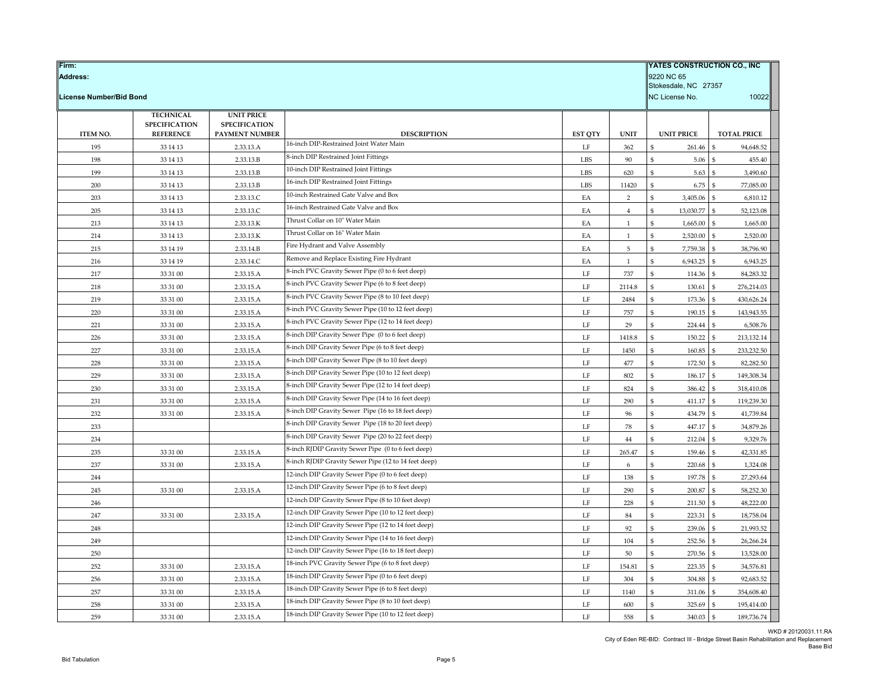| Firm: | | | | | | YATES CONSTRUCTION CO., INC | |
|---|---|---|---|---|---|---|---|
| Address: | | | | | | 9220 NC 65<br>Stokesdale, NC 27357 | |
| License Number/Bid Bond | | | | | | NC License No. | 10022 |
| ITEM NO. | TECHNICAL SPECIFICATION REFERENCE | UNIT PRICE SPECIFICATION PAYMENT NUMBER | DESCRIPTION | EST QTY | UNIT | UNIT PRICE | TOTAL PRICE |
| 195 | 33 14 13 | 2.33.13.A | 16-inch DIP-Restrained Joint Water Main | 362 | LF | $ 261.46 | $ 94,648.52 |
| 198 | 33 14 13 | 2.33.13.B | 8-inch DIP Restrained Joint Fittings | 90 | LBS | $ 5.06 | $ 455.40 |
| 199 | 33 14 13 | 2.33.13.B | 10-inch DIP Restrained Joint Fittings | 620 | LBS | $ 5.63 | $ 3,490.60 |
| 200 | 33 14 13 | 2.33.13.B | 16-inch DIP Restrained Joint Fittings | 11420 | LBS | $ 6.75 | $ 77,085.00 |
| 203 | 33 14 13 | 2.33.13.C | 10-inch Restrained Gate Valve and Box | 2 | EA | $ 3,405.06 | $ 6,810.12 |
| 205 | 33 14 13 | 2.33.13.C | 16-inch Restrained Gate Valve and Box | 4 | EA | $ 13,030.77 | $ 52,123.08 |
| 213 | 33 14 13 | 2.33.13.K | Thrust Collar on 10" Water Main | 1 | EA | $ 1,665.00 | $ 1,665.00 |
| 214 | 33 14 13 | 2.33.13.K | Thrust Collar on 16" Water Main | 1 | EA | $ 2,520.00 | $ 2,520.00 |
| 215 | 33 14 19 | 2.33.14.B | Fire Hydrant and Valve Assembly | 5 | EA | $ 7,759.38 | $ 38,796.90 |
| 216 | 33 14 19 | 2.33.14.C | Remove and Replace Existing Fire Hydrant | 1 | EA | $ 6,943.25 | $ 6,943.25 |
| 217 | 33 31 00 | 2.33.15.A | 8-inch PVC Gravity Sewer Pipe (0 to 6 feet deep) | 737 | LF | $ 114.36 | $ 84,283.32 |
| 218 | 33 31 00 | 2.33.15.A | 8-inch PVC Gravity Sewer Pipe (6 to 8 feet deep) | 2114.8 | LF | $ 130.61 | $ 276,214.03 |
| 219 | 33 31 00 | 2.33.15.A | 8-inch PVC Gravity Sewer Pipe (8 to 10 feet deep) | 2484 | LF | $ 173.36 | $ 430,626.24 |
| 220 | 33 31 00 | 2.33.15.A | 8-inch PVC Gravity Sewer Pipe (10 to 12 feet deep) | 757 | LF | $ 190.15 | $ 143,943.55 |
| 221 | 33 31 00 | 2.33.15.A | 8-inch PVC Gravity Sewer Pipe (12 to 14 feet deep) | 29 | LF | $ 224.44 | $ 6,508.76 |
| 226 | 33 31 00 | 2.33.15.A | 8-inch DIP Gravity Sewer Pipe (0 to 6 feet deep) | 1418.8 | LF | $ 150.22 | $ 213,132.14 |
| 227 | 33 31 00 | 2.33.15.A | 8-inch DIP Gravity Sewer Pipe (6 to 8 feet deep) | 1450 | LF | $ 160.85 | $ 233,232.50 |
| 228 | 33 31 00 | 2.33.15.A | 8-inch DIP Gravity Sewer Pipe (8 to 10 feet deep) | 477 | LF | $ 172.50 | $ 82,282.50 |
| 229 | 33 31 00 | 2.33.15.A | 8-inch DIP Gravity Sewer Pipe (10 to 12 feet deep) | 802 | LF | $ 186.17 | $ 149,308.34 |
| 230 | 33 31 00 | 2.33.15.A | 8-inch DIP Gravity Sewer Pipe (12 to 14 feet deep) | 824 | LF | $ 386.42 | $ 318,410.08 |
| 231 | 33 31 00 | 2.33.15.A | 8-inch DIP Gravity Sewer Pipe (14 to 16 feet deep) | 290 | LF | $ 411.17 | $ 119,239.30 |
| 232 | 33 31 00 | 2.33.15.A | 8-inch DIP Gravity Sewer Pipe (16 to 18 feet deep) | 96 | LF | $ 434.79 | $ 41,739.84 |
| 233 | | | 8-inch DIP Gravity Sewer Pipe (18 to 20 feet deep) | 78 | LF | $ 447.17 | $ 34,879.26 |
| 234 | | | 8-inch DIP Gravity Sewer Pipe (20 to 22 feet deep) | 44 | LF | $ 212.04 | $ 9,329.76 |
| 235 | 33 31 00 | 2.33.15.A | 8-inch RJDIP Gravity Sewer Pipe (0 to 6 feet deep) | 265.47 | LF | $ 159.46 | $ 42,331.85 |
| 237 | 33 31 00 | 2.33.15.A | 8-inch RJDIP Gravity Sewer Pipe (12 to 14 feet deep) | 6 | LF | $ 220.68 | $ 1,324.08 |
| 244 | | | 12-inch DIP Gravity Sewer Pipe (0 to 6 feet deep) | 138 | LF | $ 197.78 | $ 27,293.64 |
| 245 | 33 31 00 | 2.33.15.A | 12-inch DIP Gravity Sewer Pipe (6 to 8 feet deep) | 290 | LF | $ 200.87 | $ 58,252.30 |
| 246 | | | 12-inch DIP Gravity Sewer Pipe (8 to 10 feet deep) | 228 | LF | $ 211.50 | $ 48,222.00 |
| 247 | 33 31 00 | 2.33.15.A | 12-inch DIP Gravity Sewer Pipe (10 to 12 feet deep) | 84 | LF | $ 223.31 | $ 18,758.04 |
| 248 | | | 12-inch DIP Gravity Sewer Pipe (12 to 14 feet deep) | 92 | LF | $ 239.06 | $ 21,993.52 |
| 249 | | | 12-inch DIP Gravity Sewer Pipe (14 to 16 feet deep) | 104 | LF | $ 252.56 | $ 26,266.24 |
| 250 | | | 12-inch DIP Gravity Sewer Pipe (16 to 18 feet deep) | 50 | LF | $ 270.56 | $ 13,528.00 |
| 252 | 33 31 00 | 2.33.15.A | 18-inch PVC Gravity Sewer Pipe (6 to 8 feet deep) | 154.81 | LF | $ 223.35 | $ 34,576.81 |
| 256 | 33 31 00 | 2.33.15.A | 18-inch DIP Gravity Sewer Pipe (0 to 6 feet deep) | 304 | LF | $ 304.88 | $ 92,683.52 |
| 257 | 33 31 00 | 2.33.15.A | 18-inch DIP Gravity Sewer Pipe (6 to 8 feet deep) | 1140 | LF | $ 311.06 | $ 354,608.40 |
| 258 | 33 31 00 | 2.33.15.A | 18-inch DIP Gravity Sewer Pipe (8 to 10 feet deep) | 600 | LF | $ 325.69 | $ 195,414.00 |
| 259 | 33 31 00 | 2.33.15.A | 18-inch DIP Gravity Sewer Pipe (10 to 12 feet deep) | 558 | LF | $ 340.03 | $ 189,736.74 |

WKD # 20120031.11.RA
City of Eden RE-BID: Contract III - Bridge Street Basin Rehabilitation and Replacement
Base Bid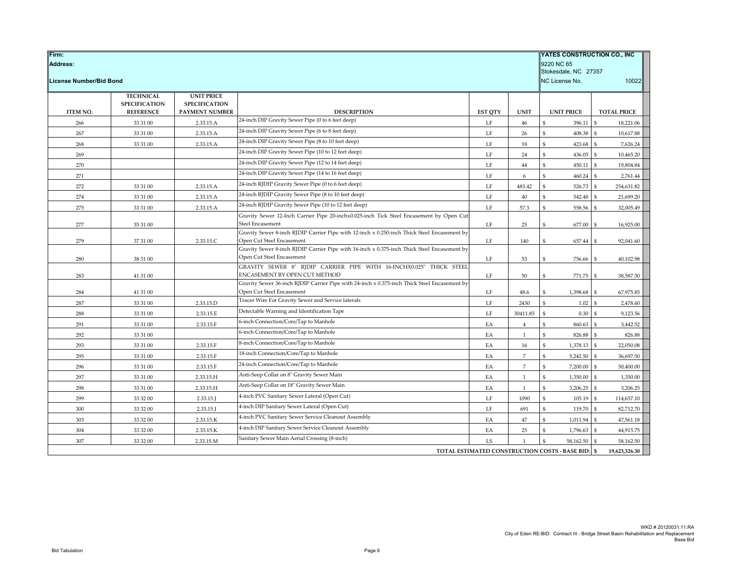| Firm: | | | | | | YATES CONSTRUCTION CO., INC | |
|---|---|---|---|---|---|---|---|
| Address: | | | | | | 9220 NC 65<br>Stokesdale, NC 27357 | |
| License Number/Bid Bond | | | | | | NC License No. | 10022 |

| ITEM NO. | TECHNICAL SPECIFICATION REFERENCE | UNIT PRICE SPECIFICATION PAYMENT NUMBER | DESCRIPTION | EST QTY | UNIT | UNIT PRICE | TOTAL PRICE |
|---|---|---|---|---|---|---|---|
| 266 | 33 31 00 | 2.33.15.A | 24-inch DIP Gravity Sewer Pipe (0 to 6 feet deep) | LF | 46 | $ 396.11 | $ 18,221.06 |
| 267 | 33 31 00 | 2.33.15.A | 24-inch DIP Gravity Sewer Pipe (6 to 8 feet deep) | LF | 26 | $ 408.38 | $ 10,617.88 |
| 268 | 33 31 00 | 2.33.15.A | 24-inch DIP Gravity Sewer Pipe (8 to 10 feet deep) | LF | 18 | $ 423.68 | $ 7,626.24 |
| 269 | | | 24-inch DIP Gravity Sewer Pipe (10 to 12 feet deep) | LF | 24 | $ 436.05 | $ 10,465.20 |
| 270 | | | 24-inch DIP Gravity Sewer Pipe (12 to 14 feet deep) | LF | 44 | $ 450.11 | $ 19,804.84 |
| 271 | | | 24-inch DIP Gravity Sewer Pipe (14 to 16 feet deep) | LF | 6 | $ 460.24 | $ 2,761.44 |
| 272 | 33 31 00 | 2.33.15.A | 24-inch RJDIP Gravity Sewer Pipe (0 to 6 feet deep) | LF | 483.42 | $ 526.73 | $ 254,631.82 |
| 274 | 33 31 00 | 2.33.15.A | 24-inch RJDIP Gravity Sewer Pipe (8 to 10 feet deep) | LF | 40 | $ 542.48 | $ 21,699.20 |
| 275 | 33 31 00 | 2.33.15.A | 24-inch RJDIP Gravity Sewer Pipe (10 to 12 feet deep) | LF | 57.3 | $ 558.56 | $ 32,005.49 |
| 277 | 35 31 00 | | Gravity Sewer 12-Inch Carrier Pipe 20-inchx0.025-inch Tick Steel Encasement by Open Cut Steel Encasement | LF | 25 | $ 677.00 | $ 16,925.00 |
| 279 | 37 31 00 | 2.33.15.C | Gravity Sewer 8-inch RJDIP Carrier Pipe with 12-inch x 0.250-inch Thick Steel Encasement by Open Cut Steel Encasement | LF | 140 | $ 657.44 | $ 92,041.60 |
| 280 | 38 31 00 | | Gravity Sewer 8-inch RJDIP Carrier Pipe with 16-inch x 0.375-inch Thick Steel Encasement by Open Cut Steel Encasement | LF | 53 | $ 756.66 | $ 40,102.98 |
| 283 | 41 31 00 | | GRAVITY SEWER 8" RJDIP CARRIER PIPE WITH 16-INCHX0.025" THICK STEEL ENCASEMENT BY OPEN CUT METHOD | LF | 50 | $ 771.75 | $ 38,587.50 |
| 284 | 41 31 00 | | Gravity Sewer 36-inch RJDIP Carrier Pipe with 24-inch x 0.375-inch Thick Steel Encasement by Open Cut Steel Encasement | LF | 48.6 | $ 1,398.68 | $ 67,975.85 |
| 287 | 33 31 00 | 2.33.15.D | Tracer Wire For Gravity Sewer and Service laterals | LF | 2430 | $ 1.02 | $ 2,478.60 |
| 288 | 33 31 00 | 2.33.15.E | Detectable Warning and Identification Tape | LF | 30411.85 | $ 0.30 | $ 9,123.56 |
| 291 | 33 31 00 | 2.33.15.F | 6-inch Connection/Core/Tap to Manhole | EA | 4 | $ 860.63 | $ 3,442.52 |
| 292 | 33 31 00 | | 6-inch Connection/Core/Tap to Manhole | EA | 1 | $ 826.88 | $ 826.88 |
| 293 | 33 31 00 | 2.33.15.F | 8-inch Connection/Core/Tap to Manhole | EA | 16 | $ 1,378.13 | $ 22,050.08 |
| 295 | 33 31 00 | 2.33.15.F | 18-inch Connection/Core/Tap to Manhole | EA | 7 | $ 5,242.50 | $ 36,697.50 |
| 296 | 33 31 00 | 2.33.15.F | 24-inch Connection/Core/Tap to Manhole | EA | 7 | $ 7,200.00 | $ 50,400.00 |
| 297 | 33 31 00 | 2.33.15.H | Anti-Seep Collar on 8" Gravity Sewer Main | EA | 1 | $ 1,350.00 | $ 1,350.00 |
| 298 | 33 31 00 | 2.33.15.H | Anti-Seep Collar on 18" Gravity Sewer Main | EA | 1 | $ 3,206.25 | $ 3,206.25 |
| 299 | 33 32 00 | 2.33.15.J | 4-inch PVC Sanitary Sewer Lateral (Open Cut) | LF | 1090 | $ 105.19 | $ 114,657.10 |
| 300 | 33 32 00 | 2.33.15.J | 4-inch DIP Sanitary Sewer Lateral (Open Cut) | LF | 691 | $ 119.70 | $ 82,712.70 |
| 303 | 33 32 00 | 2.33.15.K | 4-inch PVC Sanitary Sewer Service Cleanout Assembly | EA | 47 | $ 1,011.94 | $ 47,561.18 |
| 304 | 33 32 00 | 2.33.15.K | 4-inch DIP Sanitary Sewer Service Cleanout Assembly | EA | 25 | $ 1,796.63 | $ 44,915.75 |
| 307 | 33 32 00 | 2.33.15.M | Sanitary Sewer Main Aerial Crossing (8-inch) | LS | 1 | $ 58,162.50 | $ 58,162.50 |
| | | | | | | TOTAL ESTIMATED CONSTRUCTION COSTS - BASE BID: $ | 19,623,326.30 |

WKD # 20120031.11.RA
City of Eden RE-BID: Contract III - Bridge Street Basin Rehabilitation and Replacement
Base Bid

Bid Tabulation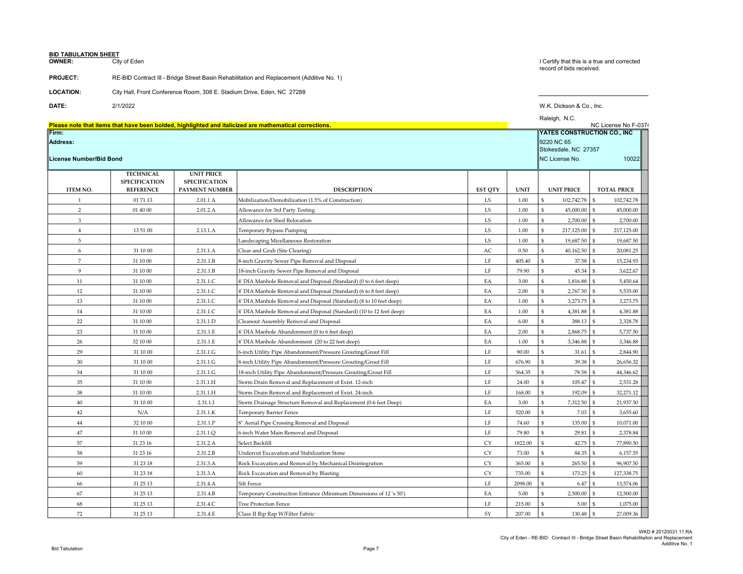**BID TABULATION SHEET**

**OWNER:** City of Eden

**PROJECT:** RE-BID Contract III - Bridge Street Basin Rehabilitation and Replacement (Additive No. 1)

**LOCATION:** City Hall, Front Conference Room, 308 E. Stadium Drive, Eden, NC 27288

**DATE:** 2/1/2022

I Certify that this is a true and corrected record of bids received.

W.K. Dickson & Co., Inc.

Raleigh, N.C.

NC License No F-0374

**Please note that items that have been bolded, highlighted and italicized are mathematical corrections.**

**Firm:** YATES CONSTRUCTION CO., INC

**Address:** 9220 NC 65, Stokesdale, NC 27357

**License Number/Bid Bond:** NC License No. 10022

| ITEM NO. | TECHNICAL SPECIFICATION REFERENCE | UNIT PRICE SPECIFICATION PAYMENT NUMBER | DESCRIPTION | EST QTY | UNIT | UNIT PRICE | TOTAL PRICE |
|---|---|---|---|---|---|---|---|
| 1 | 01 71 13 | 2.01.1 A | Mobilization/Demobilization (1.5% of Construction) | LS | 1.00 | $ 102,742.78 | $ 102,742.78 |
| 2 | 01 40 00 | 2.01.2.A | Allowance for 3rd Party Testing | LS | 1.00 | $ 45,000.00 | $ 45,000.00 |
| 3 | | | Allowance for Shed Relocation | LS | 1.00 | $ 2,700.00 | $ 2,700.00 |
| 4 | 13 51 00 | 2.13.1.A | Temporary Bypass Pumping | LS | 1.00 | $ 217,125.00 | $ 217,125.00 |
| 5 | | | Landscaping Micellaneous Restoration | LS | 1.00 | $ 19,687.50 | $ 19,687.50 |
| 6 | 31 10 00 | 2.31.1.A | Clear and Grub (Site Clearing) | AC | 0.50 | $ 40,162.50 | $ 20,081.25 |
| 7 | 31 10 00 | 2.31.1.B | 8-inch Gravity Sewer Pipe Removal and Disposal | LF | 405.40 | $ 37.58 | $ 15,234.93 |
| 9 | 31 10 00 | 2.31.1.B | 18-inch Gravity Sewer Pipe Removal and Disposal | LF | 79.90 | $ 45.34 | $ 3,622.67 |
| 11 | 31 10 00 | 2.31.1.C | 4' DIA Manhole Removal and Disposal (Standard) (0 to 6 feet deep) | EA | 3.00 | $ 1,816.88 | $ 5,450.64 |
| 12 | 31 10 00 | 2.31.1.C | 4' DIA Manhole Removal and Disposal (Standard) (6 to 8 feet deep) | EA | 2.00 | $ 2,767.50 | $ 5,535.00 |
| 13 | 31 10 00 | 2.31.1.C | 4' DIA Manhole Removal and Disposal (Standard) (8 to 10 feet deep) | EA | 1.00 | $ 3,273.75 | $ 3,273.75 |
| 14 | 31 10 00 | 2.31.1.C | 4' DIA Manhole Removal and Disposal (Standard) (10 to 12 feet deep) | EA | 1.00 | $ 4,381.88 | $ 4,381.88 |
| 22 | 31 10 00 | 2.31.1.D | Cleanout Assembly Removal and Disposal | EA | 6.00 | $ 388.13 | $ 2,328.78 |
| 23 | 31 10 00 | 2.31.1.E | 4' DIA Manhole Abandonment (0 to 6 feet deep) | EA | 2.00 | $ 2,868.75 | $ 5,737.50 |
| 26 | 32 10 00 | 2.31.1.E | 4' DIA Manhole Abandonment (20 to 22 feet deep) | EA | 1.00 | $ 3,346.88 | $ 3,346.88 |
| 29 | 31 10 00 | 2.31.1.G | 6-inch Utility Pipe Abandonment/Pressure Grouting/Grout Fill | LF | 90.00 | $ 31.61 | $ 2,844.90 |
| 30 | 31 10 00 | 2.31.1.G | 8-inch Utility Pipe Abandonment/Pressure Grouting/Grout Fill | LF | 676.90 | $ 39.38 | $ 26,656.32 |
| 34 | 31 10 00 | 2.31.1.G | 18-inch Utility Pipe Abandonment/Pressure Grouting/Grout Fill | LF | 564.35 | $ 78.58 | $ 44,346.62 |
| 35 | 31 10 00 | 2.31.1.H | Storm Drain Removal and Replacement of Exist. 12-inch | LF | 24.00 | $ 105.47 | $ 2,531.28 |
| 38 | 31 10 00 | 2.31.1.H | Storm Drain Removal and Replacement of Exist. 24-inch | LF | 168.00 | $ 192.09 | $ 32,271.12 |
| 40 | 31 10 00 | 2.31.1.I | Storm Drainage Structure Removal and Replacement (0-6 feet Deep) | EA | 3.00 | $ 7,312.50 | $ 21,937.50 |
| 42 | N/A | 2.31.1.K | Temporary Barrier Fence | LF | 520.00 | $ 7.03 | $ 3,655.60 |
| 44 | 32 10 00 | 2.31.1.P | 8" Aerial Pipe Crossing Removal and Disposal | LF | 74.60 | $ 135.00 | $ 10,071.00 |
| 47 | 31 10 00 | 2.31.1.Q | 6-inch Water Main Removal and Disposal | LF | 79.80 | $ 29.81 | $ 2,378.84 |
| 57 | 31 23 16 | 2.31.2.A | Select Backfill | CY | 1822.00 | $ 42.75 | $ 77,890.50 |
| 58 | 31 23 16 | 2.31.2.B | Undercut Excavation and Stabilization Stone | CY | 73.00 | $ 84.35 | $ 6,157.55 |
| 59 | 31 23 18 | 2.31.3.A | Rock Excavation and Removal by Mechanical Disintegration | CY | 365.00 | $ 265.50 | $ 96,907.50 |
| 60 | 31 23 18 | 2.31.3.A | Rock Excavation and Removal by Blasting | CY | 735.00 | $ 173.25 | $ 127,338.75 |
| 66 | 31 25 13 | 2.31.4.A | Silt Fence | LF | 2098.00 | $ 6.47 | $ 13,574.06 |
| 67 | 31 25 13 | 2.31.4.B | Temporary Construction Entrance (Minimum Dimensions of 12 'x 50') | EA | 5.00 | $ 2,500.00 | $ 12,500.00 |
| 68 | 31 25 13 | 2.31.4.C | Tree Protection Fence | LF | 215.00 | $ 5.00 | $ 1,075.00 |
| 72 | 31 25 13 | 2.31.4.E | Class II Rip Rap W/Filter Fabric | SY | 207.00 | $ 130.48 | $ 27,009.36 |

WKD # 20120031.11.RA
City of Eden - RE-BID: Contract III - Bridge Street Basin Rehabilitaiton and Replacement Additive No. 1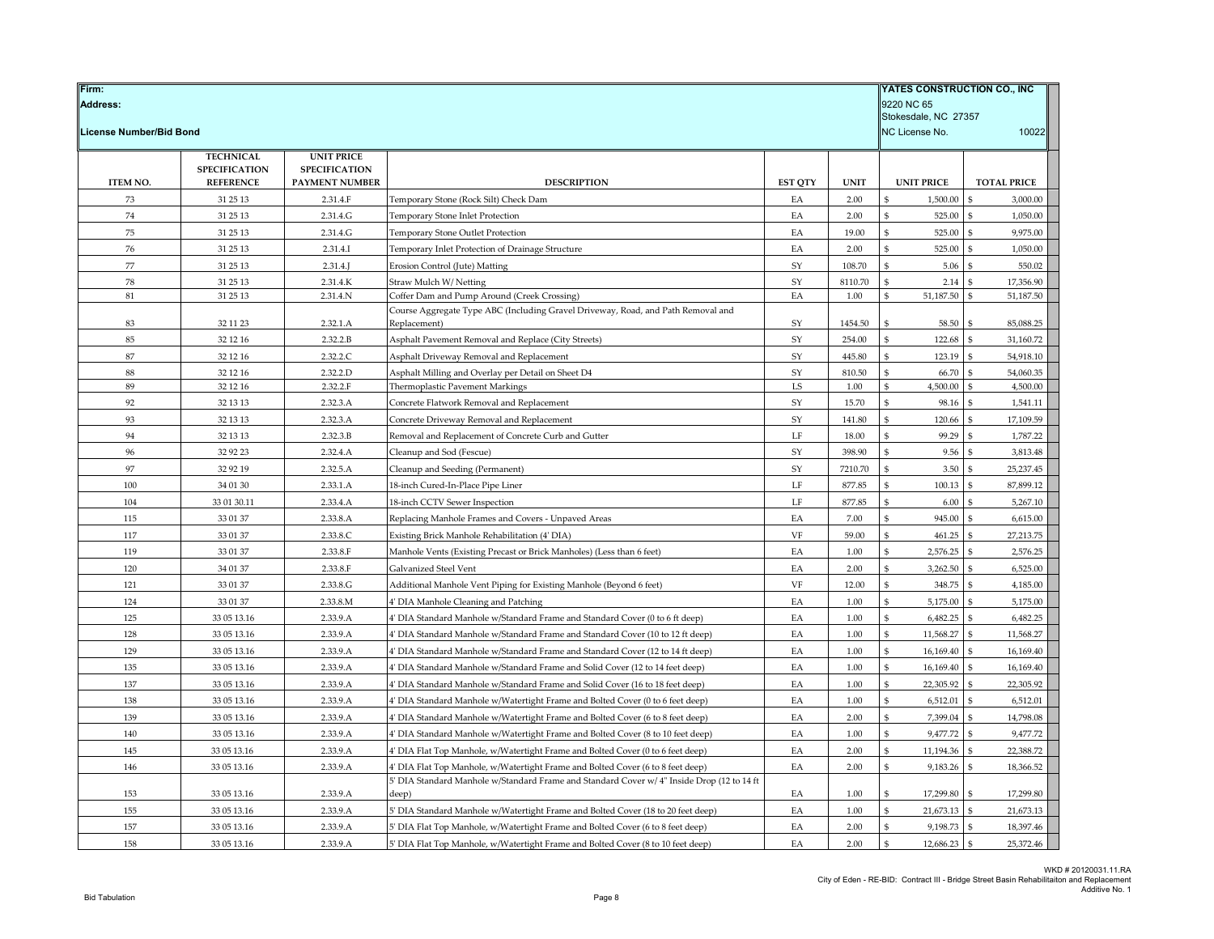| Firm: | | | | | | YATES CONSTRUCTION CO., INC | |
|---|---|---|---|---|---|---|---|
| Address: | | | | | | 9220 NC 65<br>Stokesdale, NC 27357 | |
| License Number/Bid Bond | | | | | | NC License No. | 10022 |
| ITEM NO. | TECHNICAL SPECIFICATION REFERENCE | UNIT PRICE SPECIFICATION PAYMENT NUMBER | DESCRIPTION | EST QTY | UNIT | UNIT PRICE | TOTAL PRICE |
| 73 | 31 25 13 | 2.31.4.F | Temporary Stone (Rock Silt) Check Dam | EA | 2.00 | $ 1,500.00 | $ 3,000.00 |
| 74 | 31 25 13 | 2.31.4.G | Temporary Stone Inlet Protection | EA | 2.00 | $ 525.00 | $ 1,050.00 |
| 75 | 31 25 13 | 2.31.4.G | Temporary Stone Outlet Protection | EA | 19.00 | $ 525.00 | $ 9,975.00 |
| 76 | 31 25 13 | 2.31.4.I | Temporary Inlet Protection of Drainage Structure | EA | 2.00 | $ 525.00 | $ 1,050.00 |
| 77 | 31 25 13 | 2.31.4.J | Erosion Control (Jute) Matting | SY | 108.70 | $ 5.06 | $ 550.02 |
| 78 | 31 25 13 | 2.31.4.K | Straw Mulch W/ Netting | SY | 8110.70 | $ 2.14 | $ 17,356.90 |
| 81 | 31 25 13 | 2.31.4.N | Coffer Dam and Pump Around (Creek Crossing) | EA | 1.00 | $ 51,187.50 | $ 51,187.50 |
| 83 | 32 11 23 | 2.32.1.A | Course Aggregate Type ABC (Including Gravel Driveway, Road, and Path Removal and Replacement) | SY | 1454.50 | $ 58.50 | $ 85,088.25 |
| 85 | 32 12 16 | 2.32.2.B | Asphalt Pavement Removal and Replace (City Streets) | SY | 254.00 | $ 122.68 | $ 31,160.72 |
| 87 | 32 12 16 | 2.32.2.C | Asphalt Driveway Removal and Replacement | SY | 445.80 | $ 123.19 | $ 54,918.10 |
| 88 | 32 12 16 | 2.32.2.D | Asphalt Milling and Overlay per Detail on Sheet D4 | SY | 810.50 | $ 66.70 | $ 54,060.35 |
| 89 | 32 12 16 | 2.32.2.F | Thermoplastic Pavement Markings | LS | 1.00 | $ 4,500.00 | $ 4,500.00 |
| 92 | 32 13 13 | 2.32.3.A | Concrete Flatwork Removal and Replacement | SY | 15.70 | $ 98.16 | $ 1,541.11 |
| 93 | 32 13 13 | 2.32.3.A | Concrete Driveway Removal and Replacement | SY | 141.80 | $ 120.66 | $ 17,109.59 |
| 94 | 32 13 13 | 2.32.3.B | Removal and Replacement of Concrete Curb and Gutter | LF | 18.00 | $ 99.29 | $ 1,787.22 |
| 96 | 32 92 23 | 2.32.4.A | Cleanup and Sod (Fescue) | SY | 398.90 | $ 9.56 | $ 3,813.48 |
| 97 | 32 92 19 | 2.32.5.A | Cleanup and Seeding (Permanent) | SY | 7210.70 | $ 3.50 | $ 25,237.45 |
| 100 | 34 01 30 | 2.33.1.A | 18-inch Cured-In-Place Pipe Liner | LF | 877.85 | $ 100.13 | $ 87,899.12 |
| 104 | 33 01 30.11 | 2.33.4.A | 18-inch CCTV Sewer Inspection | LF | 877.85 | $ 6.00 | $ 5,267.10 |
| 115 | 33 01 37 | 2.33.8.A | Replacing Manhole Frames and Covers - Unpaved Areas | EA | 7.00 | $ 945.00 | $ 6,615.00 |
| 117 | 33 01 37 | 2.33.8.C | Existing Brick Manhole Rehabilitation (4' DIA) | VF | 59.00 | $ 461.25 | $ 27,213.75 |
| 119 | 33 01 37 | 2.33.8.F | Manhole Vents (Existing Precast or Brick Manholes) (Less than 6 feet) | EA | 1.00 | $ 2,576.25 | $ 2,576.25 |
| 120 | 34 01 37 | 2.33.8.F | Galvanized Steel Vent | EA | 2.00 | $ 3,262.50 | $ 6,525.00 |
| 121 | 33 01 37 | 2.33.8.G | Additional Manhole Vent Piping for Existing Manhole (Beyond 6 feet) | VF | 12.00 | $ 348.75 | $ 4,185.00 |
| 124 | 33 01 37 | 2.33.8.M | 4' DIA Manhole Cleaning and Patching | EA | 1.00 | $ 5,175.00 | $ 5,175.00 |
| 125 | 33 05 13.16 | 2.33.9.A | 4' DIA Standard Manhole w/Standard Frame and Standard Cover (0 to 6 ft deep) | EA | 1.00 | $ 6,482.25 | $ 6,482.25 |
| 128 | 33 05 13.16 | 2.33.9.A | 4' DIA Standard Manhole w/Standard Frame and Standard Cover (10 to 12 ft deep) | EA | 1.00 | $ 11,568.27 | $ 11,568.27 |
| 129 | 33 05 13.16 | 2.33.9.A | 4' DIA Standard Manhole w/Standard Frame and Standard Cover (12 to 14 ft deep) | EA | 1.00 | $ 16,169.40 | $ 16,169.40 |
| 135 | 33 05 13.16 | 2.33.9.A | 4' DIA Standard Manhole w/Standard Frame and Solid Cover (12 to 14 feet deep) | EA | 1.00 | $ 16,169.40 | $ 16,169.40 |
| 137 | 33 05 13.16 | 2.33.9.A | 4' DIA Standard Manhole w/Standard Frame and Solid Cover (16 to 18 feet deep) | EA | 1.00 | $ 22,305.92 | $ 22,305.92 |
| 138 | 33 05 13.16 | 2.33.9.A | 4' DIA Standard Manhole w/Watertight Frame and Bolted Cover (0 to 6 feet deep) | EA | 1.00 | $ 6,512.01 | $ 6,512.01 |
| 139 | 33 05 13.16 | 2.33.9.A | 4' DIA Standard Manhole w/Watertight Frame and Bolted Cover (6 to 8 feet deep) | EA | 2.00 | $ 7,399.04 | $ 14,798.08 |
| 140 | 33 05 13.16 | 2.33.9.A | 4' DIA Standard Manhole w/Watertight Frame and Bolted Cover (8 to 10 feet deep) | EA | 1.00 | $ 9,477.72 | $ 9,477.72 |
| 145 | 33 05 13.16 | 2.33.9.A | 4' DIA Flat Top Manhole, w/Watertight Frame and Bolted Cover (0 to 6 feet deep) | EA | 2.00 | $ 11,194.36 | $ 22,388.72 |
| 146 | 33 05 13.16 | 2.33.9.A | 4' DIA Flat Top Manhole, w/Watertight Frame and Bolted Cover (6 to 8 feet deep) | EA | 2.00 | $ 9,183.26 | $ 18,366.52 |
| 153 | 33 05 13.16 | 2.33.9.A | 5' DIA Standard Manhole w/Standard Frame and Standard Cover w/ 4" Inside Drop (12 to 14 ft deep) | EA | 1.00 | $ 17,299.80 | $ 17,299.80 |
| 155 | 33 05 13.16 | 2.33.9.A | 5' DIA Standard Manhole w/Watertight Frame and Bolted Cover (18 to 20 feet deep) | EA | 1.00 | $ 21,673.13 | $ 21,673.13 |
| 157 | 33 05 13.16 | 2.33.9.A | 5' DIA Flat Top Manhole, w/Watertight Frame and Bolted Cover (6 to 8 feet deep) | EA | 2.00 | $ 9,198.73 | $ 18,397.46 |
| 158 | 33 05 13.16 | 2.33.9.A | 5' DIA Flat Top Manhole, w/Watertight Frame and Bolted Cover (8 to 10 feet deep) | EA | 2.00 | $ 12,686.23 | $ 25,372.46 |

WKD # 20120031.11.RA
City of Eden - RE-BID: Contract III - Bridge Street Basin Rehabilitaiton and Replacement
Additive No. 1

Bid Tabulation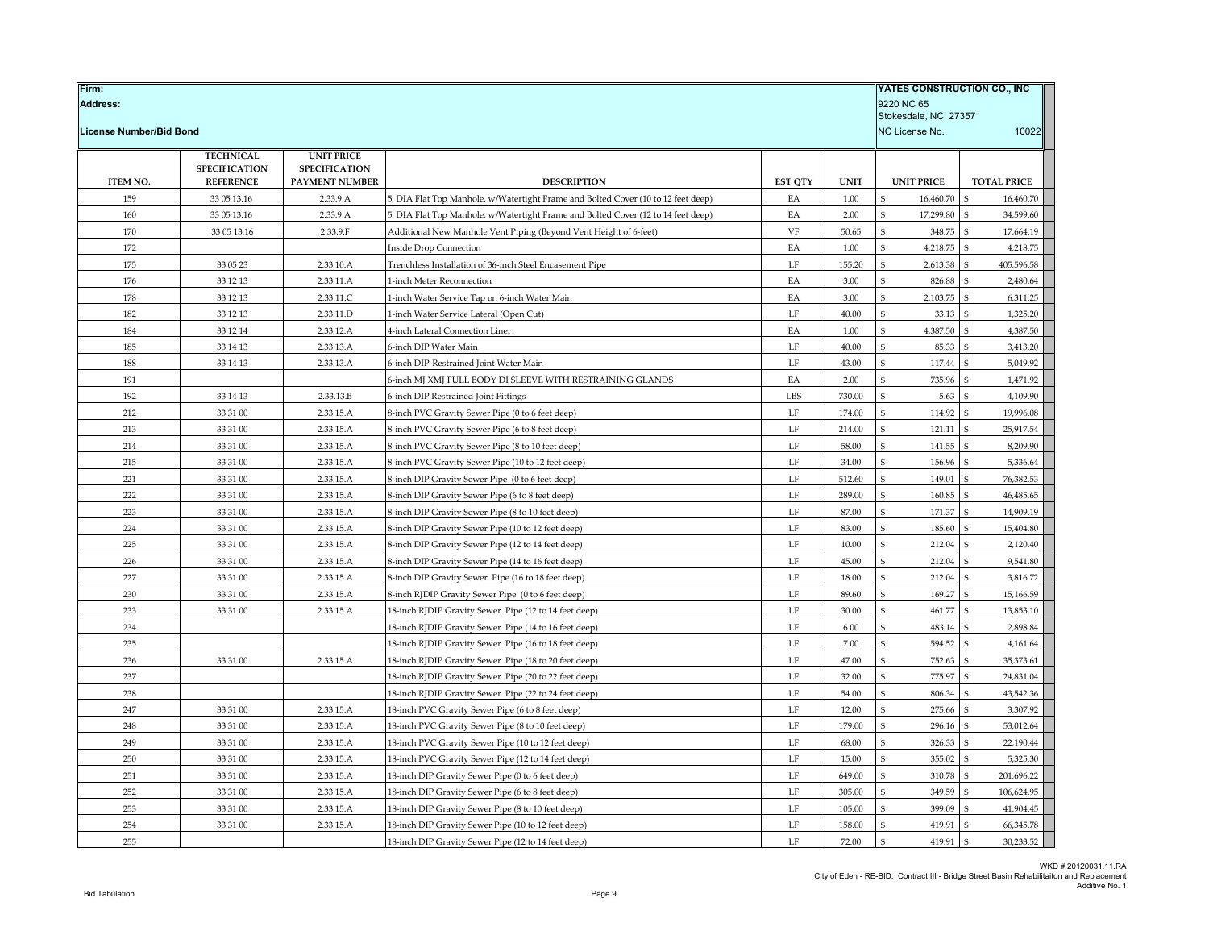| Firm: | | | | | | YATES CONSTRUCTION CO., INC | |
|---|---|---|---|---|---|---|---|
| Address: | | | | | | 9220 NC 65<br>Stokesdale, NC 27357 | |
| License Number/Bid Bond | | | | | | NC License No. | 10022 |
| **ITEM NO.** | **TECHNICAL SPECIFICATION REFERENCE** | **UNIT PRICE SPECIFICATION PAYMENT NUMBER** | **DESCRIPTION** | **EST QTY** | **UNIT** | **UNIT PRICE** | **TOTAL PRICE** |
| 159 | 33 05 13.16 | 2.33.9.A | 5' DIA Flat Top Manhole, w/Watertight Frame and Bolted Cover (10 to 12 feet deep) | EA | 1.00 | $ 16,460.70 | $ 16,460.70 |
| 160 | 33 05 13.16 | 2.33.9.A | 5' DIA Flat Top Manhole, w/Watertight Frame and Bolted Cover (12 to 14 feet deep) | EA | 2.00 | $ 17,299.80 | $ 34,599.60 |
| 170 | 33 05 13.16 | 2.33.9.F | Additional New Manhole Vent Piping (Beyond Vent Height of 6-feet) | VF | 50.65 | $ 348.75 | $ 17,664.19 |
| 172 | | | Inside Drop Connection | EA | 1.00 | $ 4,218.75 | $ 4,218.75 |
| 175 | 33 05 23 | 2.33.10.A | Trenchless Installation of 36-inch Steel Encasement Pipe | LF | 155.20 | $ 2,613.38 | $ 405,596.58 |
| 176 | 33 12 13 | 2.33.11.A | 1-inch Meter Reconnection | EA | 3.00 | $ 826.88 | $ 2,480.64 |
| 178 | 33 12 13 | 2.33.11.C | 1-inch Water Service Tap on 6-inch Water Main | EA | 3.00 | $ 2,103.75 | $ 6,311.25 |
| 182 | 33 12 13 | 2.33.11.D | 1-inch Water Service Lateral (Open Cut) | LF | 40.00 | $ 33.13 | $ 1,325.20 |
| 184 | 33 12 14 | 2.33.12.A | 4-inch Lateral Connection Liner | EA | 1.00 | $ 4,387.50 | $ 4,387.50 |
| 185 | 33 14 13 | 2.33.13.A | 6-inch DIP Water Main | LF | 40.00 | $ 85.33 | $ 3,413.20 |
| 188 | 33 14 13 | 2.33.13.A | 6-inch DIP-Restrained Joint Water Main | LF | 43.00 | $ 117.44 | $ 5,049.92 |
| 191 | | | 6-inch MJ XMJ FULL BODY DI SLEEVE WITH RESTRAINING GLANDS | EA | 2.00 | $ 735.96 | $ 1,471.92 |
| 192 | 33 14 13 | 2.33.13.B | 6-inch DIP Restrained Joint Fittings | LBS | 730.00 | $ 5.63 | $ 4,109.90 |
| 212 | 33 31 00 | 2.33.15.A | 8-inch PVC Gravity Sewer Pipe (0 to 6 feet deep) | LF | 174.00 | $ 114.92 | $ 19,996.08 |
| 213 | 33 31 00 | 2.33.15.A | 8-inch PVC Gravity Sewer Pipe (6 to 8 feet deep) | LF | 214.00 | $ 121.11 | $ 25,917.54 |
| 214 | 33 31 00 | 2.33.15.A | 8-inch PVC Gravity Sewer Pipe (8 to 10 feet deep) | LF | 58.00 | $ 141.55 | $ 8,209.90 |
| 215 | 33 31 00 | 2.33.15.A | 8-inch PVC Gravity Sewer Pipe (10 to 12 feet deep) | LF | 34.00 | $ 156.96 | $ 5,336.64 |
| 221 | 33 31 00 | 2.33.15.A | 8-inch DIP Gravity Sewer Pipe (0 to 6 feet deep) | LF | 512.60 | $ 149.01 | $ 76,382.53 |
| 222 | 33 31 00 | 2.33.15.A | 8-inch DIP Gravity Sewer Pipe (6 to 8 feet deep) | LF | 289.00 | $ 160.85 | $ 46,485.65 |
| 223 | 33 31 00 | 2.33.15.A | 8-inch DIP Gravity Sewer Pipe (8 to 10 feet deep) | LF | 87.00 | $ 171.37 | $ 14,909.19 |
| 224 | 33 31 00 | 2.33.15.A | 8-inch DIP Gravity Sewer Pipe (10 to 12 feet deep) | LF | 83.00 | $ 185.60 | $ 15,404.80 |
| 225 | 33 31 00 | 2.33.15.A | 8-inch DIP Gravity Sewer Pipe (12 to 14 feet deep) | LF | 10.00 | $ 212.04 | $ 2,120.40 |
| 226 | 33 31 00 | 2.33.15.A | 8-inch DIP Gravity Sewer Pipe (14 to 16 feet deep) | LF | 45.00 | $ 212.04 | $ 9,541.80 |
| 227 | 33 31 00 | 2.33.15.A | 8-inch DIP Gravity Sewer Pipe (16 to 18 feet deep) | LF | 18.00 | $ 212.04 | $ 3,816.72 |
| 230 | 33 31 00 | 2.33.15.A | 8-inch RJDIP Gravity Sewer Pipe (0 to 6 feet deep) | LF | 89.60 | $ 169.27 | $ 15,166.59 |
| 233 | 33 31 00 | 2.33.15.A | 18-inch RJDIP Gravity Sewer Pipe (12 to 14 feet deep) | LF | 30.00 | $ 461.77 | $ 13,853.10 |
| 234 | | | 18-inch RJDIP Gravity Sewer Pipe (14 to 16 feet deep) | LF | 6.00 | $ 483.14 | $ 2,898.84 |
| 235 | | | 18-inch RJDIP Gravity Sewer Pipe (16 to 18 feet deep) | LF | 7.00 | $ 594.52 | $ 4,161.64 |
| 236 | 33 31 00 | 2.33.15.A | 18-inch RJDIP Gravity Sewer Pipe (18 to 20 feet deep) | LF | 47.00 | $ 752.63 | $ 35,373.61 |
| 237 | | | 18-inch RJDIP Gravity Sewer Pipe (20 to 22 feet deep) | LF | 32.00 | $ 775.97 | $ 24,831.04 |
| 238 | | | 18-inch RJDIP Gravity Sewer Pipe (22 to 24 feet deep) | LF | 54.00 | $ 806.34 | $ 43,542.36 |
| 247 | 33 31 00 | 2.33.15.A | 18-inch PVC Gravity Sewer Pipe (6 to 8 feet deep) | LF | 12.00 | $ 275.66 | $ 3,307.92 |
| 248 | 33 31 00 | 2.33.15.A | 18-inch PVC Gravity Sewer Pipe (8 to 10 feet deep) | LF | 179.00 | $ 296.16 | $ 53,012.64 |
| 249 | 33 31 00 | 2.33.15.A | 18-inch PVC Gravity Sewer Pipe (10 to 12 feet deep) | LF | 68.00 | $ 326.33 | $ 22,190.44 |
| 250 | 33 31 00 | 2.33.15.A | 18-inch PVC Gravity Sewer Pipe (12 to 14 feet deep) | LF | 15.00 | $ 355.02 | $ 5,325.30 |
| 251 | 33 31 00 | 2.33.15.A | 18-inch DIP Gravity Sewer Pipe (0 to 6 feet deep) | LF | 649.00 | $ 310.78 | $ 201,696.22 |
| 252 | 33 31 00 | 2.33.15.A | 18-inch DIP Gravity Sewer Pipe (6 to 8 feet deep) | LF | 305.00 | $ 349.59 | $ 106,624.95 |
| 253 | 33 31 00 | 2.33.15.A | 18-inch DIP Gravity Sewer Pipe (8 to 10 feet deep) | LF | 105.00 | $ 399.09 | $ 41,904.45 |
| 254 | 33 31 00 | 2.33.15.A | 18-inch DIP Gravity Sewer Pipe (10 to 12 feet deep) | LF | 158.00 | $ 419.91 | $ 66,345.78 |
| 255 | | | 18-inch DIP Gravity Sewer Pipe (12 to 14 feet deep) | LF | 72.00 | $ 419.91 | $ 30,233.52 |

WKD # 20120031.11.RA
City of Eden - RE-BID: Contract III - Bridge Street Basin Rehabilitaiton and Replacement
Additive No. 1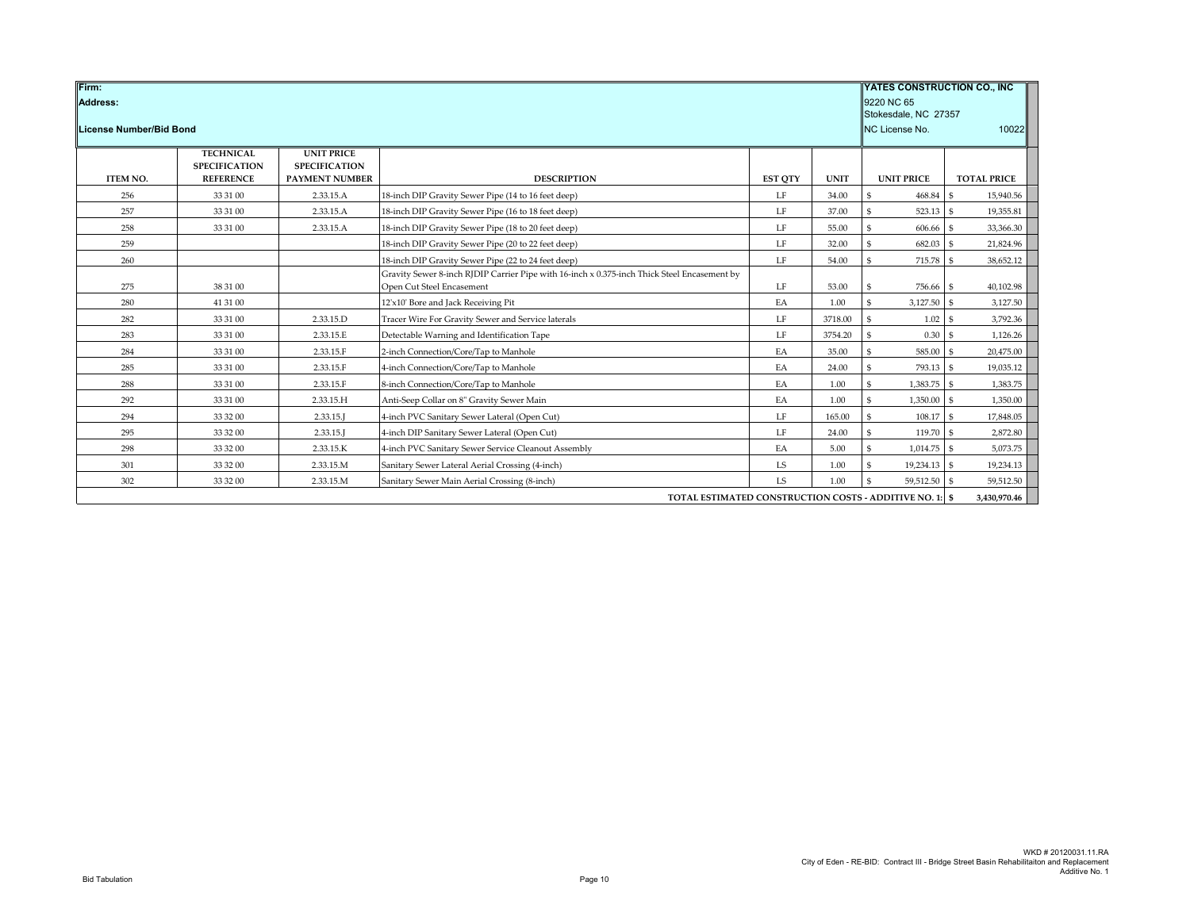| Firm: | | | | | | YATES CONSTRUCTION CO., INC | |
|---|---|---|---|---|---|---|---|
| Address: | | | | | | 9220 NC 65<br>Stokesdale, NC 27357 | |
| License Number/Bid Bond | | | | | | NC License No. | 10022 |
| **ITEM NO.** | **TECHNICAL SPECIFICATION REFERENCE** | **UNIT PRICE SPECIFICATION PAYMENT NUMBER** | **DESCRIPTION** | **EST QTY** | **UNIT** | **UNIT PRICE** | **TOTAL PRICE** |
| 256 | 33 31 00 | 2.33.15.A | 18-inch DIP Gravity Sewer Pipe (14 to 16 feet deep) | LF | 34.00 | $ 468.84 | $ 15,940.56 |
| 257 | 33 31 00 | 2.33.15.A | 18-inch DIP Gravity Sewer Pipe (16 to 18 feet deep) | LF | 37.00 | $ 523.13 | $ 19,355.81 |
| 258 | 33 31 00 | 2.33.15.A | 18-inch DIP Gravity Sewer Pipe (18 to 20 feet deep) | LF | 55.00 | $ 606.66 | $ 33,366.30 |
| 259 | | | 18-inch DIP Gravity Sewer Pipe (20 to 22 feet deep) | LF | 32.00 | $ 682.03 | $ 21,824.96 |
| 260 | | | 18-inch DIP Gravity Sewer Pipe (22 to 24 feet deep) | LF | 54.00 | $ 715.78 | $ 38,652.12 |
| 275 | 38 31 00 | | Gravity Sewer 8-inch RJDIP Carrier Pipe with 16-inch x 0.375-inch Thick Steel Encasement by Open Cut Steel Encasement | LF | 53.00 | $ 756.66 | $ 40,102.98 |
| 280 | 41 31 00 | | 12'x10' Bore and Jack Receiving Pit | EA | 1.00 | $ 3,127.50 | $ 3,127.50 |
| 282 | 33 31 00 | 2.33.15.D | Tracer Wire For Gravity Sewer and Service laterals | LF | 3718.00 | $ 1.02 | $ 3,792.36 |
| 283 | 33 31 00 | 2.33.15.E | Detectable Warning and Identification Tape | LF | 3754.20 | $ 0.30 | $ 1,126.26 |
| 284 | 33 31 00 | 2.33.15.F | 2-inch Connection/Core/Tap to Manhole | EA | 35.00 | $ 585.00 | $ 20,475.00 |
| 285 | 33 31 00 | 2.33.15.F | 4-inch Connection/Core/Tap to Manhole | EA | 24.00 | $ 793.13 | $ 19,035.12 |
| 288 | 33 31 00 | 2.33.15.F | 8-inch Connection/Core/Tap to Manhole | EA | 1.00 | $ 1,383.75 | $ 1,383.75 |
| 292 | 33 31 00 | 2.33.15.H | Anti-Seep Collar on 8" Gravity Sewer Main | EA | 1.00 | $ 1,350.00 | $ 1,350.00 |
| 294 | 33 32 00 | 2.33.15.J | 4-inch PVC Sanitary Sewer Lateral (Open Cut) | LF | 165.00 | $ 108.17 | $ 17,848.05 |
| 295 | 33 32 00 | 2.33.15.J | 4-inch DIP Sanitary Sewer Lateral (Open Cut) | LF | 24.00 | $ 119.70 | $ 2,872.80 |
| 298 | 33 32 00 | 2.33.15.K | 4-inch PVC Sanitary Sewer Service Cleanout Assembly | EA | 5.00 | $ 1,014.75 | $ 5,073.75 |
| 301 | 33 32 00 | 2.33.15.M | Sanitary Sewer Lateral Aerial Crossing (4-inch) | LS | 1.00 | $ 19,234.13 | $ 19,234.13 |
| 302 | 33 32 00 | 2.33.15.M | Sanitary Sewer Main Aerial Crossing (8-inch) | LS | 1.00 | $ 59,512.50 | $ 59,512.50 |
| | | | **TOTAL ESTIMATED CONSTRUCTION COSTS - ADDITIVE NO. 1:** | | | **$** | **3,430,970.46** |

WKD # 20120031.11.RA
City of Eden - RE-BID: Contract III - Bridge Street Basin Rehabilitaiton and Replacement
Additive No. 1

Bid Tabulation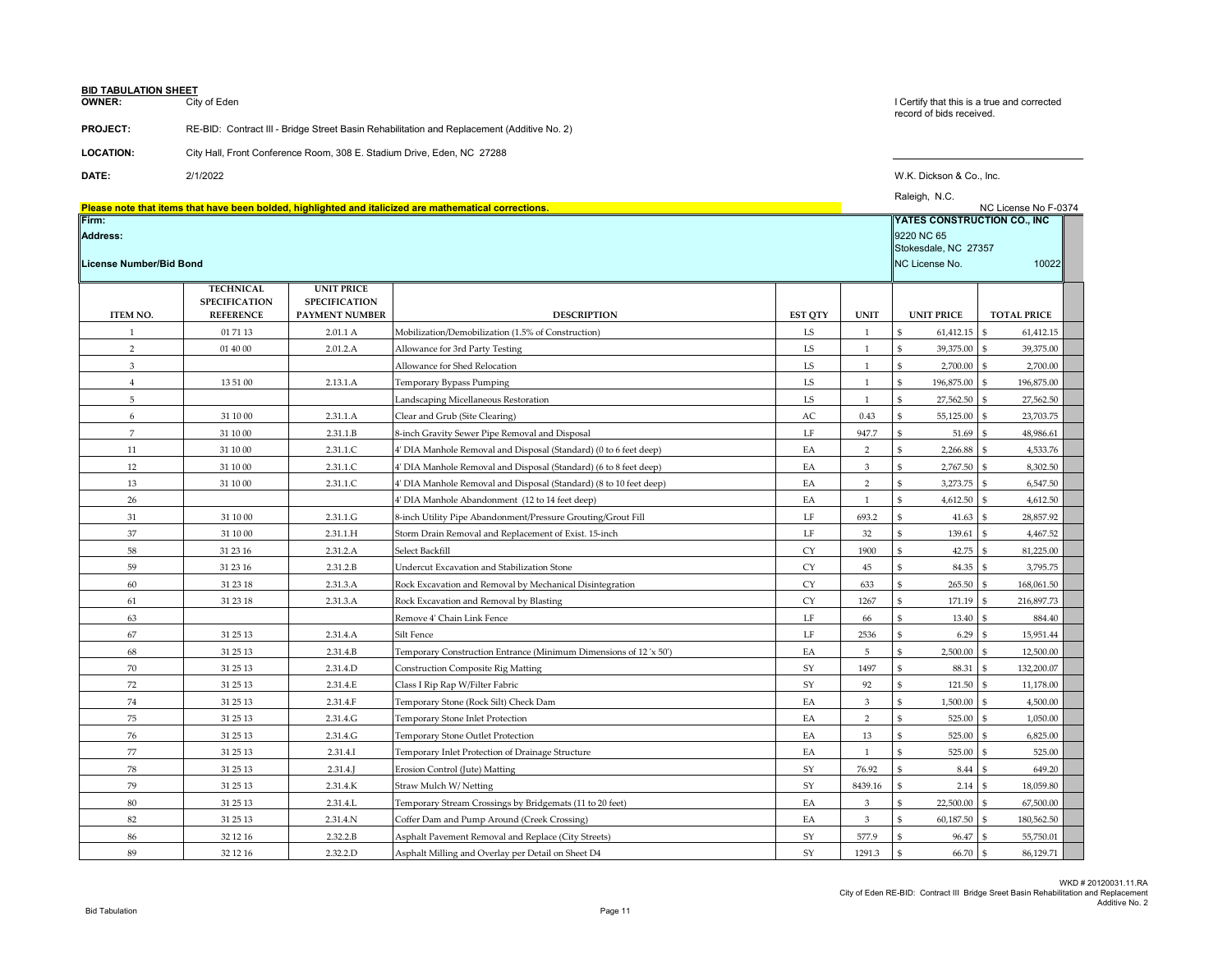**BID TABULATION SHEET**

**OWNER:** City of Eden

**PROJECT:** RE-BID: Contract III - Bridge Street Basin Rehabilitation and Replacement (Additive No. 2)

**LOCATION:** City Hall, Front Conference Room, 308 E. Stadium Drive, Eden, NC 27288

**DATE:** 2/1/2022

I Certify that this is a true and corrected record of bids received.

W.K. Dickson & Co., Inc.

Raleigh, N.C.

NC License No F-0374

**Please note that items that have been bolded, highlighted and italicized are mathematical corrections.**

**Firm:** YATES CONSTRUCTION CO., INC

**Address:** 9220 NC 65, Stokesdale, NC 27357

**License Number/Bid Bond:** NC License No. 10022

| ITEM NO. | TECHNICAL SPECIFICATION REFERENCE | UNIT PRICE SPECIFICATION PAYMENT NUMBER | DESCRIPTION | EST QTY | UNIT | UNIT PRICE | TOTAL PRICE |
|---|---|---|---|---|---|---|---|
| 1 | 01 71 13 | 2.01.1 A | Mobilization/Demobilization (1.5% of Construction) | LS | 1 | $ 61,412.15 | $ 61,412.15 |
| 2 | 01 40 00 | 2.01.2.A | Allowance for 3rd Party Testing | LS | 1 | $ 39,375.00 | $ 39,375.00 |
| 3 | | | Allowance for Shed Relocation | LS | 1 | $ 2,700.00 | $ 2,700.00 |
| 4 | 13 51 00 | 2.13.1.A | Temporary Bypass Pumping | LS | 1 | $ 196,875.00 | $ 196,875.00 |
| 5 | | | Landscaping Micellaneous Restoration | LS | 1 | $ 27,562.50 | $ 27,562.50 |
| 6 | 31 10 00 | 2.31.1.A | Clear and Grub (Site Clearing) | AC | 0.43 | $ 55,125.00 | $ 23,703.75 |
| 7 | 31 10 00 | 2.31.1.B | 8-inch Gravity Sewer Pipe Removal and Disposal | LF | 947.7 | $ 51.69 | $ 48,986.61 |
| 11 | 31 10 00 | 2.31.1.C | 4' DIA Manhole Removal and Disposal (Standard) (0 to 6 feet deep) | EA | 2 | $ 2,266.88 | $ 4,533.76 |
| 12 | 31 10 00 | 2.31.1.C | 4' DIA Manhole Removal and Disposal (Standard) (6 to 8 feet deep) | EA | 3 | $ 2,767.50 | $ 8,302.50 |
| 13 | 31 10 00 | 2.31.1.C | 4' DIA Manhole Removal and Disposal (Standard) (8 to 10 feet deep) | EA | 2 | $ 3,273.75 | $ 6,547.50 |
| 26 | | | 4' DIA Manhole Abandonment (12 to 14 feet deep) | EA | 1 | $ 4,612.50 | $ 4,612.50 |
| 31 | 31 10 00 | 2.31.1.G | 8-inch Utility Pipe Abandonment/Pressure Grouting/Grout Fill | LF | 693.2 | $ 41.63 | $ 28,857.92 |
| 37 | 31 10 00 | 2.31.1.H | Storm Drain Removal and Replacement of Exist. 15-inch | LF | 32 | $ 139.61 | $ 4,467.52 |
| 58 | 31 23 16 | 2.31.2.A | Select Backfill | CY | 1900 | $ 42.75 | $ 81,225.00 |
| 59 | 31 23 16 | 2.31.2.B | Undercut Excavation and Stabilization Stone | CY | 45 | $ 84.35 | $ 3,795.75 |
| 60 | 31 23 18 | 2.31.3.A | Rock Excavation and Removal by Mechanical Disintegration | CY | 633 | $ 265.50 | $ 168,061.50 |
| 61 | 31 23 18 | 2.31.3.A | Rock Excavation and Removal by Blasting | CY | 1267 | $ 171.19 | $ 216,897.73 |
| 63 | | | Remove 4' Chain Link Fence | LF | 66 | $ 13.40 | $ 884.40 |
| 67 | 31 25 13 | 2.31.4.A | Silt Fence | LF | 2536 | $ 6.29 | $ 15,951.44 |
| 68 | 31 25 13 | 2.31.4.B | Temporary Construction Entrance (Minimum Dimensions of 12 'x 50') | EA | 5 | $ 2,500.00 | $ 12,500.00 |
| 70 | 31 25 13 | 2.31.4.D | Construction Composite Rig Matting | SY | 1497 | $ 88.31 | $ 132,200.07 |
| 72 | 31 25 13 | 2.31.4.E | Class I Rip Rap W/Filter Fabric | SY | 92 | $ 121.50 | $ 11,178.00 |
| 74 | 31 25 13 | 2.31.4.F | Temporary Stone (Rock Silt) Check Dam | EA | 3 | $ 1,500.00 | $ 4,500.00 |
| 75 | 31 25 13 | 2.31.4.G | Temporary Stone Inlet Protection | EA | 2 | $ 525.00 | $ 1,050.00 |
| 76 | 31 25 13 | 2.31.4.G | Temporary Stone Outlet Protection | EA | 13 | $ 525.00 | $ 6,825.00 |
| 77 | 31 25 13 | 2.31.4.I | Temporary Inlet Protection of Drainage Structure | EA | 1 | $ 525.00 | $ 525.00 |
| 78 | 31 25 13 | 2.31.4.J | Erosion Control (Jute) Matting | SY | 76.92 | $ 8.44 | $ 649.20 |
| 79 | 31 25 13 | 2.31.4.K | Straw Mulch W/ Netting | SY | 8439.16 | $ 2.14 | $ 18,059.80 |
| 80 | 31 25 13 | 2.31.4.L | Temporary Stream Crossings by Bridgemats (11 to 20 feet) | EA | 3 | $ 22,500.00 | $ 67,500.00 |
| 82 | 31 25 13 | 2.31.4.N | Coffer Dam and Pump Around (Creek Crossing) | EA | 3 | $ 60,187.50 | $ 180,562.50 |
| 86 | 32 12 16 | 2.32.2.B | Asphalt Pavement Removal and Replace (City Streets) | SY | 577.9 | $ 96.47 | $ 55,750.01 |
| 89 | 32 12 16 | 2.32.2.D | Asphalt Milling and Overlay per Detail on Sheet D4 | SY | 1291.3 | $ 66.70 | $ 86,129.71 |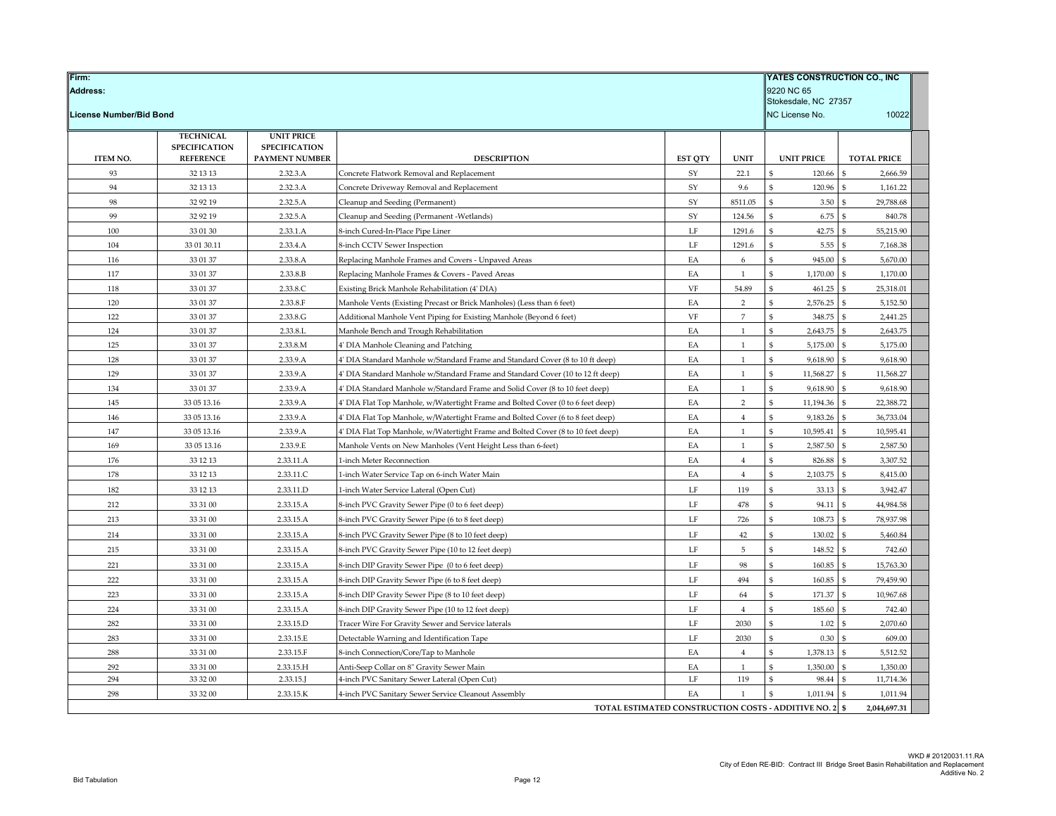| Firm: | | | | | | YATES CONSTRUCTION CO., INC | |
|---|---|---|---|---|---|---|---|
| Address: | | | | | | 9220 NC 65<br>Stokesdale, NC 27357 | |
| License Number/Bid Bond | | | | | | NC License No. | 10022 |
| ITEM NO. | TECHNICAL SPECIFICATION REFERENCE | UNIT PRICE SPECIFICATION PAYMENT NUMBER | DESCRIPTION | EST QTY | UNIT | UNIT PRICE | TOTAL PRICE |
| 93 | 32 13 13 | 2.32.3.A | Concrete Flatwork Removal and Replacement | SY | 22.1 | $ 120.66 | $ 2,666.59 |
| 94 | 32 13 13 | 2.32.3.A | Concrete Driveway Removal and Replacement | SY | 9.6 | $ 120.96 | $ 1,161.22 |
| 98 | 32 92 19 | 2.32.5.A | Cleanup and Seeding (Permanent) | SY | 8511.05 | $ 3.50 | $ 29,788.68 |
| 99 | 32 92 19 | 2.32.5.A | Cleanup and Seeding (Permanent -Wetlands) | SY | 124.56 | $ 6.75 | $ 840.78 |
| 100 | 33 01 30 | 2.33.1.A | 8-inch Cured-In-Place Pipe Liner | LF | 1291.6 | $ 42.75 | $ 55,215.90 |
| 104 | 33 01 30.11 | 2.33.4.A | 8-inch CCTV Sewer Inspection | LF | 1291.6 | $ 5.55 | $ 7,168.38 |
| 116 | 33 01 37 | 2.33.8.A | Replacing Manhole Frames and Covers - Unpaved Areas | EA | 6 | $ 945.00 | $ 5,670.00 |
| 117 | 33 01 37 | 2.33.8.B | Replacing Manhole Frames & Covers - Paved Areas | EA | 1 | $ 1,170.00 | $ 1,170.00 |
| 118 | 33 01 37 | 2.33.8.C | Existing Brick Manhole Rehabilitation (4' DIA) | VF | 54.89 | $ 461.25 | $ 25,318.01 |
| 120 | 33 01 37 | 2.33.8.F | Manhole Vents (Existing Precast or Brick Manholes) (Less than 6 feet) | EA | 2 | $ 2,576.25 | $ 5,152.50 |
| 122 | 33 01 37 | 2.33.8.G | Additional Manhole Vent Piping for Existing Manhole (Beyond 6 feet) | VF | 7 | $ 348.75 | $ 2,441.25 |
| 124 | 33 01 37 | 2.33.8.L | Manhole Bench and Trough Rehabilitation | EA | 1 | $ 2,643.75 | $ 2,643.75 |
| 125 | 33 01 37 | 2.33.8.M | 4' DIA Manhole Cleaning and Patching | EA | 1 | $ 5,175.00 | $ 5,175.00 |
| 128 | 33 01 37 | 2.33.9.A | 4' DIA Standard Manhole w/Standard Frame and Standard Cover (8 to 10 ft deep) | EA | 1 | $ 9,618.90 | $ 9,618.90 |
| 129 | 33 01 37 | 2.33.9.A | 4' DIA Standard Manhole w/Standard Frame and Standard Cover (10 to 12 feet deep) | EA | 1 | $ 11,568.27 | $ 11,568.27 |
| 134 | 33 01 37 | 2.33.9.A | 4' DIA Standard Manhole w/Standard Frame and Solid Cover (8 to 10 feet deep) | EA | 1 | $ 9,618.90 | $ 9,618.90 |
| 145 | 33 05 13.16 | 2.33.9.A | 4' DIA Flat Top Manhole, w/Watertight Frame and Bolted Cover (0 to 6 feet deep) | EA | 2 | $ 11,194.36 | $ 22,388.72 |
| 146 | 33 05 13.16 | 2.33.9.A | 4' DIA Flat Top Manhole, w/Watertight Frame and Bolted Cover (6 to 8 feet deep) | EA | 4 | $ 9,183.26 | $ 36,733.04 |
| 147 | 33 05 13.16 | 2.33.9.A | 4' DIA Flat Top Manhole, w/Watertight Frame and Bolted Cover (8 to 10 feet deep) | EA | 1 | $ 10,595.41 | $ 10,595.41 |
| 169 | 33 05 13.16 | 2.33.9.E | Manhole Vents on New Manholes (Vent Height Less than 6-feet) | EA | 1 | $ 2,587.50 | $ 2,587.50 |
| 176 | 33 12 13 | 2.33.11.A | 1-inch Meter Reconnection | EA | 4 | $ 826.88 | $ 3,307.52 |
| 178 | 33 12 13 | 2.33.11.C | 1-inch Water Service Tap on 6-inch Water Main | EA | 4 | $ 2,103.75 | $ 8,415.00 |
| 182 | 33 12 13 | 2.33.11.D | 1-inch Water Service Lateral (Open Cut) | LF | 119 | $ 33.13 | $ 3,942.47 |
| 212 | 33 31 00 | 2.33.15.A | 8-inch PVC Gravity Sewer Pipe (0 to 6 feet deep) | LF | 478 | $ 94.11 | $ 44,984.58 |
| 213 | 33 31 00 | 2.33.15.A | 8-inch PVC Gravity Sewer Pipe (6 to 8 feet deep) | LF | 726 | $ 108.73 | $ 78,937.98 |
| 214 | 33 31 00 | 2.33.15.A | 8-inch PVC Gravity Sewer Pipe (8 to 10 feet deep) | LF | 42 | $ 130.02 | $ 5,460.84 |
| 215 | 33 31 00 | 2.33.15.A | 8-inch PVC Gravity Sewer Pipe (10 to 12 feet deep) | LF | 5 | $ 148.52 | $ 742.60 |
| 221 | 33 31 00 | 2.33.15.A | 8-inch DIP Gravity Sewer Pipe (0 to 6 feet deep) | LF | 98 | $ 160.85 | $ 15,763.30 |
| 222 | 33 31 00 | 2.33.15.A | 8-inch DIP Gravity Sewer Pipe (6 to 8 feet deep) | LF | 494 | $ 160.85 | $ 79,459.90 |
| 223 | 33 31 00 | 2.33.15.A | 8-inch DIP Gravity Sewer Pipe (8 to 10 feet deep) | LF | 64 | $ 171.37 | $ 10,967.68 |
| 224 | 33 31 00 | 2.33.15.A | 8-inch DIP Gravity Sewer Pipe (10 to 12 feet deep) | LF | 4 | $ 185.60 | $ 742.40 |
| 282 | 33 31 00 | 2.33.15.D | Tracer Wire For Gravity Sewer and Service laterals | LF | 2030 | $ 1.02 | $ 2,070.60 |
| 283 | 33 31 00 | 2.33.15.E | Detectable Warning and Identification Tape | LF | 2030 | $ 0.30 | $ 609.00 |
| 288 | 33 31 00 | 2.33.15.F | 8-inch Connection/Core/Tap to Manhole | EA | 4 | $ 1,378.13 | $ 5,512.52 |
| 292 | 33 31 00 | 2.33.15.H | Anti-Seep Collar on 8" Gravity Sewer Main | EA | 1 | $ 1,350.00 | $ 1,350.00 |
| 294 | 33 32 00 | 2.33.15.J | 4-inch PVC Sanitary Sewer Lateral (Open Cut) | LF | 119 | $ 98.44 | $ 11,714.36 |
| 298 | 33 32 00 | 2.33.15.K | 4-inch PVC Sanitary Sewer Service Cleanout Assembly | EA | 1 | $ 1,011.94 | $ 1,011.94 |
| | | | **TOTAL ESTIMATED CONSTRUCTION COSTS - ADDITIVE NO. 2** | | | **$** | **2,044,697.31** |

WKD # 20120031.11.RA
City of Eden RE-BID: Contract III Bridge Sreet Basin Rehabilitation and Replacement
Additive No. 2

Bid Tabulation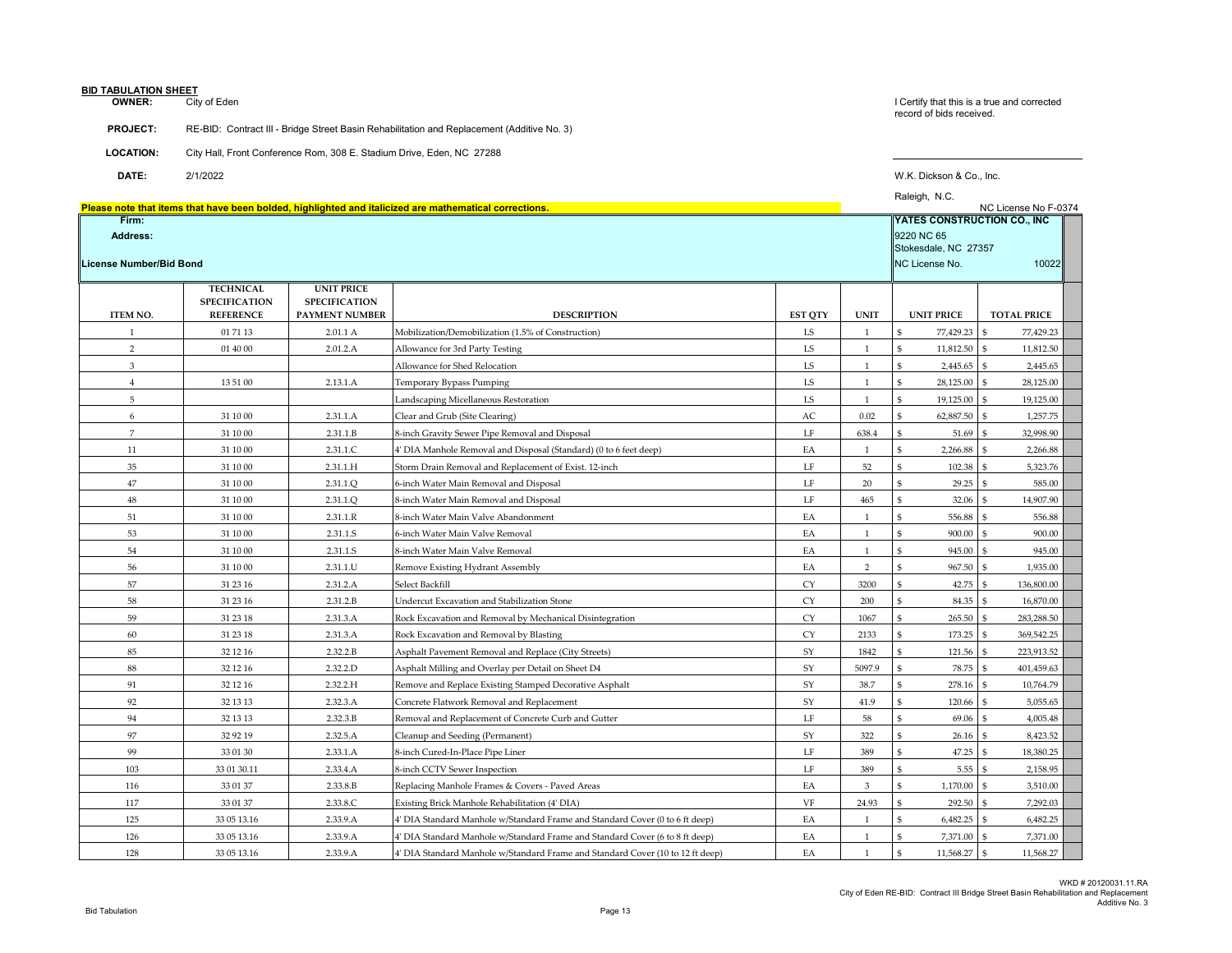**BID TABULATION SHEET**

**OWNER:** City of Eden

**PROJECT:** RE-BID: Contract III - Bridge Street Basin Rehabilitation and Replacement (Additive No. 3)

**LOCATION:** City Hall, Front Conference Rom, 308 E. Stadium Drive, Eden, NC 27288

**DATE:** 2/1/2022

I Certify that this is a true and corrected record of bids received.

W.K. Dickson & Co., Inc.

Raleigh, N.C.

NC License No F-0374

Please note that items that have been bolded, highlighted and italicized are mathematical corrections.

| Firm: | | | | | | YATES CONSTRUCTION CO., INC | |
|---|---|---|---|---|---|---|---|
| Address: | | | | | | 9220 NC 65<br>Stokesdale, NC 27357 | |
| License Number/Bid Bond | | | | | | NC License No. | 10022 |
| **ITEM NO.** | **TECHNICAL SPECIFICATION REFERENCE** | **UNIT PRICE SPECIFICATION PAYMENT NUMBER** | **DESCRIPTION** | **EST QTY** | **UNIT** | **UNIT PRICE** | **TOTAL PRICE** |
| 1 | 01 71 13 | 2.01.1 A | Mobilization/Demobilization (1.5% of Construction) | LS | 1 | $ 77,429.23 | $ 77,429.23 |
| 2 | 01 40 00 | 2.01.2.A | Allowance for 3rd Party Testing | LS | 1 | $ 11,812.50 | $ 11,812.50 |
| 3 | | | Allowance for Shed Relocation | LS | 1 | $ 2,445.65 | $ 2,445.65 |
| 4 | 13 51 00 | 2.13.1.A | Temporary Bypass Pumping | LS | 1 | $ 28,125.00 | $ 28,125.00 |
| 5 | | | Landscaping Micellaneous Restoration | LS | 1 | $ 19,125.00 | $ 19,125.00 |
| 6 | 31 10 00 | 2.31.1.A | Clear and Grub (Site Clearing) | AC | 0.02 | $ 62,887.50 | $ 1,257.75 |
| 7 | 31 10 00 | 2.31.1.B | 8-inch Gravity Sewer Pipe Removal and Disposal | LF | 638.4 | $ 51.69 | $ 32,998.90 |
| 11 | 31 10 00 | 2.31.1.C | 4' DIA Manhole Removal and Disposal (Standard) (0 to 6 feet deep) | EA | 1 | $ 2,266.88 | $ 2,266.88 |
| 35 | 31 10 00 | 2.31.1.H | Storm Drain Removal and Replacement of Exist. 12-inch | LF | 52 | $ 102.38 | $ 5,323.76 |
| 47 | 31 10 00 | 2.31.1.Q | 6-inch Water Main Removal and Disposal | LF | 20 | $ 29.25 | $ 585.00 |
| 48 | 31 10 00 | 2.31.1.Q | 8-inch Water Main Removal and Disposal | LF | 465 | $ 32.06 | $ 14,907.90 |
| 51 | 31 10 00 | 2.31.1.R | 8-inch Water Main Valve Abandonment | EA | 1 | $ 556.88 | $ 556.88 |
| 53 | 31 10 00 | 2.31.1.S | 6-inch Water Main Valve Removal | EA | 1 | $ 900.00 | $ 900.00 |
| 54 | 31 10 00 | 2.31.1.S | 8-inch Water Main Valve Removal | EA | 1 | $ 945.00 | $ 945.00 |
| 56 | 31 10 00 | 2.31.1.U | Remove Existing Hydrant Assembly | EA | 2 | $ 967.50 | $ 1,935.00 |
| 57 | 31 23 16 | 2.31.2.A | Select Backfill | CY | 3200 | $ 42.75 | $ 136,800.00 |
| 58 | 31 23 16 | 2.31.2.B | Undercut Excavation and Stabilization Stone | CY | 200 | $ 84.35 | $ 16,870.00 |
| 59 | 31 23 18 | 2.31.3.A | Rock Excavation and Removal by Mechanical Disintegration | CY | 1067 | $ 265.50 | $ 283,288.50 |
| 60 | 31 23 18 | 2.31.3.A | Rock Excavation and Removal by Blasting | CY | 2133 | $ 173.25 | $ 369,542.25 |
| 85 | 32 12 16 | 2.32.2.B | Asphalt Pavement Removal and Replace (City Streets) | SY | 1842 | $ 121.56 | $ 223,913.52 |
| 88 | 32 12 16 | 2.32.2.D | Asphalt Milling and Overlay per Detail on Sheet D4 | SY | 5097.9 | $ 78.75 | $ 401,459.63 |
| 91 | 32 12 16 | 2.32.2.H | Remove and Replace Existing Stamped Decorative Asphalt | SY | 38.7 | $ 278.16 | $ 10,764.79 |
| 92 | 32 13 13 | 2.32.3.A | Concrete Flatwork Removal and Replacement | SY | 41.9 | $ 120.66 | $ 5,055.65 |
| 94 | 32 13 13 | 2.32.3.B | Removal and Replacement of Concrete Curb and Gutter | LF | 58 | $ 69.06 | $ 4,005.48 |
| 97 | 32 92 19 | 2.32.5.A | Cleanup and Seeding (Permanent) | SY | 322 | $ 26.16 | $ 8,423.52 |
| 99 | 33 01 30 | 2.33.1.A | 8-inch Cured-In-Place Pipe Liner | LF | 389 | $ 47.25 | $ 18,380.25 |
| 103 | 33 01 30.11 | 2.33.4.A | 8-inch CCTV Sewer Inspection | LF | 389 | $ 5.55 | $ 2,158.95 |
| 116 | 33 01 37 | 2.33.8.B | Replacing Manhole Frames & Covers - Paved Areas | EA | 3 | $ 1,170.00 | $ 3,510.00 |
| 117 | 33 01 37 | 2.33.8.C | Existing Brick Manhole Rehabilitation (4' DIA) | VF | 24.93 | $ 292.50 | $ 7,292.03 |
| 125 | 33 05 13.16 | 2.33.9.A | 4' DIA Standard Manhole w/Standard Frame and Standard Cover (0 to 6 ft deep) | EA | 1 | $ 6,482.25 | $ 6,482.25 |
| 126 | 33 05 13.16 | 2.33.9.A | 4' DIA Standard Manhole w/Standard Frame and Standard Cover (6 to 8 ft deep) | EA | 1 | $ 7,371.00 | $ 7,371.00 |
| 128 | 33 05 13.16 | 2.33.9.A | 4' DIA Standard Manhole w/Standard Frame and Standard Cover (10 to 12 ft deep) | EA | 1 | $ 11,568.27 | $ 11,568.27 |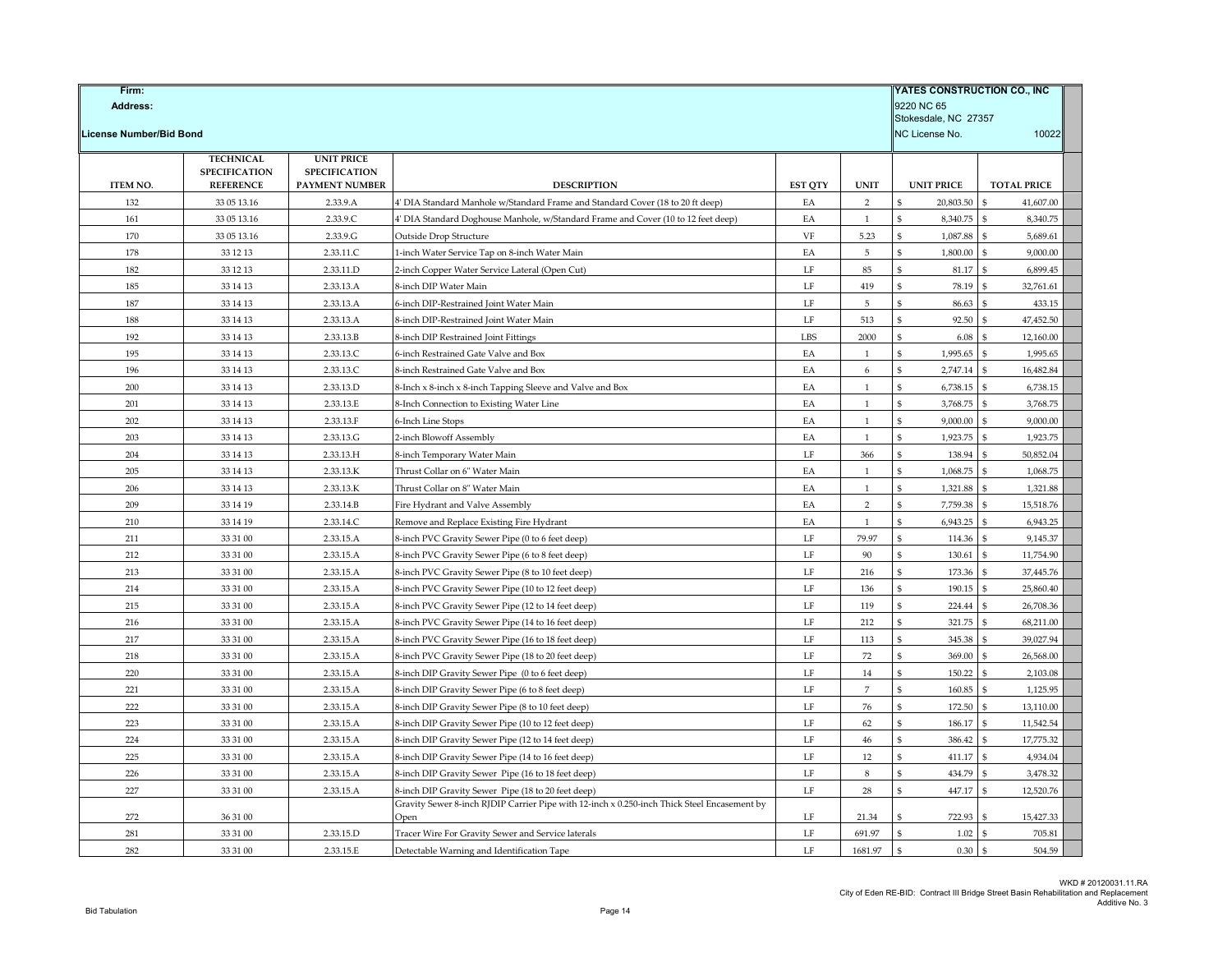| Firm: | | | | | | YATES CONSTRUCTION CO., INC | |
|---|---|---|---|---|---|---|---|
| Address: | | | | | | 9220 NC 65<br>Stokesdale, NC 27357 | |
| License Number/Bid Bond | | | | | | NC License No. | 10022 |
| **ITEM NO.** | **TECHNICAL SPECIFICATION REFERENCE** | **UNIT PRICE SPECIFICATION PAYMENT NUMBER** | **DESCRIPTION** | **EST QTY** | **UNIT** | **UNIT PRICE** | **TOTAL PRICE** |
| 132 | 33 05 13.16 | 2.33.9.A | 4' DIA Standard Manhole w/Standard Frame and Standard Cover (18 to 20 ft deep) | 2 | EA | $ 20,803.50 | $ 41,607.00 |
| 161 | 33 05 13.16 | 2.33.9.C | 4' DIA Standard Doghouse Manhole, w/Standard Frame and Cover (10 to 12 feet deep) | 1 | EA | $ 8,340.75 | $ 8,340.75 |
| 170 | 33 05 13.16 | 2.33.9.G | Outside Drop Structure | 5.23 | VF | $ 1,087.88 | $ 5,689.61 |
| 178 | 33 12 13 | 2.33.11.C | 1-inch Water Service Tap on 8-inch Water Main | 5 | EA | $ 1,800.00 | $ 9,000.00 |
| 182 | 33 12 13 | 2.33.11.D | 2-inch Copper Water Service Lateral (Open Cut) | 85 | LF | $ 81.17 | $ 6,899.45 |
| 185 | 33 14 13 | 2.33.13.A | 8-inch DIP Water Main | 419 | LF | $ 78.19 | $ 32,761.61 |
| 187 | 33 14 13 | 2.33.13.A | 6-inch DIP-Restrained Joint Water Main | 5 | LF | $ 86.63 | $ 433.15 |
| 188 | 33 14 13 | 2.33.13.A | 8-inch DIP-Restrained Joint Water Main | 513 | LF | $ 92.50 | $ 47,452.50 |
| 192 | 33 14 13 | 2.33.13.B | 8-inch DIP Restrained Joint Fittings | 2000 | LBS | $ 6.08 | $ 12,160.00 |
| 195 | 33 14 13 | 2.33.13.C | 6-inch Restrained Gate Valve and Box | 1 | EA | $ 1,995.65 | $ 1,995.65 |
| 196 | 33 14 13 | 2.33.13.C | 8-inch Restrained Gate Valve and Box | 6 | EA | $ 2,747.14 | $ 16,482.84 |
| 200 | 33 14 13 | 2.33.13.D | 8-Inch x 8-inch x 8-inch Tapping Sleeve and Valve and Box | 1 | EA | $ 6,738.15 | $ 6,738.15 |
| 201 | 33 14 13 | 2.33.13.E | 8-Inch Connection to Existing Water Line | 1 | EA | $ 3,768.75 | $ 3,768.75 |
| 202 | 33 14 13 | 2.33.13.F | 6-Inch Line Stops | 1 | EA | $ 9,000.00 | $ 9,000.00 |
| 203 | 33 14 13 | 2.33.13.G | 2-inch Blowoff Assembly | 1 | EA | $ 1,923.75 | $ 1,923.75 |
| 204 | 33 14 13 | 2.33.13.H | 8-inch Temporary Water Main | 366 | LF | $ 138.94 | $ 50,852.04 |
| 205 | 33 14 13 | 2.33.13.K | Thrust Collar on 6" Water Main | 1 | EA | $ 1,068.75 | $ 1,068.75 |
| 206 | 33 14 13 | 2.33.13.K | Thrust Collar on 8" Water Main | 1 | EA | $ 1,321.88 | $ 1,321.88 |
| 209 | 33 14 19 | 2.33.14.B | Fire Hydrant and Valve Assembly | 2 | EA | $ 7,759.38 | $ 15,518.76 |
| 210 | 33 14 19 | 2.33.14.C | Remove and Replace Existing Fire Hydrant | 1 | EA | $ 6,943.25 | $ 6,943.25 |
| 211 | 33 31 00 | 2.33.15.A | 8-inch PVC Gravity Sewer Pipe (0 to 6 feet deep) | 79.97 | LF | $ 114.36 | $ 9,145.37 |
| 212 | 33 31 00 | 2.33.15.A | 8-inch PVC Gravity Sewer Pipe (6 to 8 feet deep) | 90 | LF | $ 130.61 | $ 11,754.90 |
| 213 | 33 31 00 | 2.33.15.A | 8-inch PVC Gravity Sewer Pipe (8 to 10 feet deep) | 216 | LF | $ 173.36 | $ 37,445.76 |
| 214 | 33 31 00 | 2.33.15.A | 8-inch PVC Gravity Sewer Pipe (10 to 12 feet deep) | 136 | LF | $ 190.15 | $ 25,860.40 |
| 215 | 33 31 00 | 2.33.15.A | 8-inch PVC Gravity Sewer Pipe (12 to 14 feet deep) | 119 | LF | $ 224.44 | $ 26,708.36 |
| 216 | 33 31 00 | 2.33.15.A | 8-inch PVC Gravity Sewer Pipe (14 to 16 feet deep) | 212 | LF | $ 321.75 | $ 68,211.00 |
| 217 | 33 31 00 | 2.33.15.A | 8-inch PVC Gravity Sewer Pipe (16 to 18 feet deep) | 113 | LF | $ 345.38 | $ 39,027.94 |
| 218 | 33 31 00 | 2.33.15.A | 8-inch PVC Gravity Sewer Pipe (18 to 20 feet deep) | 72 | LF | $ 369.00 | $ 26,568.00 |
| 220 | 33 31 00 | 2.33.15.A | 8-inch DIP Gravity Sewer Pipe (0 to 6 feet deep) | 14 | LF | $ 150.22 | $ 2,103.08 |
| 221 | 33 31 00 | 2.33.15.A | 8-inch DIP Gravity Sewer Pipe (6 to 8 feet deep) | 7 | LF | $ 160.85 | $ 1,125.95 |
| 222 | 33 31 00 | 2.33.15.A | 8-inch DIP Gravity Sewer Pipe (8 to 10 feet deep) | 76 | LF | $ 172.50 | $ 13,110.00 |
| 223 | 33 31 00 | 2.33.15.A | 8-inch DIP Gravity Sewer Pipe (10 to 12 feet deep) | 62 | LF | $ 186.17 | $ 11,542.54 |
| 224 | 33 31 00 | 2.33.15.A | 8-inch DIP Gravity Sewer Pipe (12 to 14 feet deep) | 46 | LF | $ 386.42 | $ 17,775.32 |
| 225 | 33 31 00 | 2.33.15.A | 8-inch DIP Gravity Sewer Pipe (14 to 16 feet deep) | 12 | LF | $ 411.17 | $ 4,934.04 |
| 226 | 33 31 00 | 2.33.15.A | 8-inch DIP Gravity Sewer Pipe (16 to 18 feet deep) | 8 | LF | $ 434.79 | $ 3,478.32 |
| 227 | 33 31 00 | 2.33.15.A | 8-inch DIP Gravity Sewer Pipe (18 to 20 feet deep) | 28 | LF | $ 447.17 | $ 12,520.76 |
| 272 | 36 31 00 | | Gravity Sewer 8-inch RJDIP Carrier Pipe with 12-inch x 0.250-inch Thick Steel Encasement by Open | 21.34 | LF | $ 722.93 | $ 15,427.33 |
| 281 | 33 31 00 | 2.33.15.D | Tracer Wire For Gravity Sewer and Service laterals | 691.97 | LF | $ 1.02 | $ 705.81 |
| 282 | 33 31 00 | 2.33.15.E | Detectable Warning and Identification Tape | 1681.97 | LF | $ 0.30 | $ 504.59 |

WKD # 20120031.11.RA
City of Eden RE-BID: Contract III Bridge Street Basin Rehabilitation and Replacement
Additive No. 3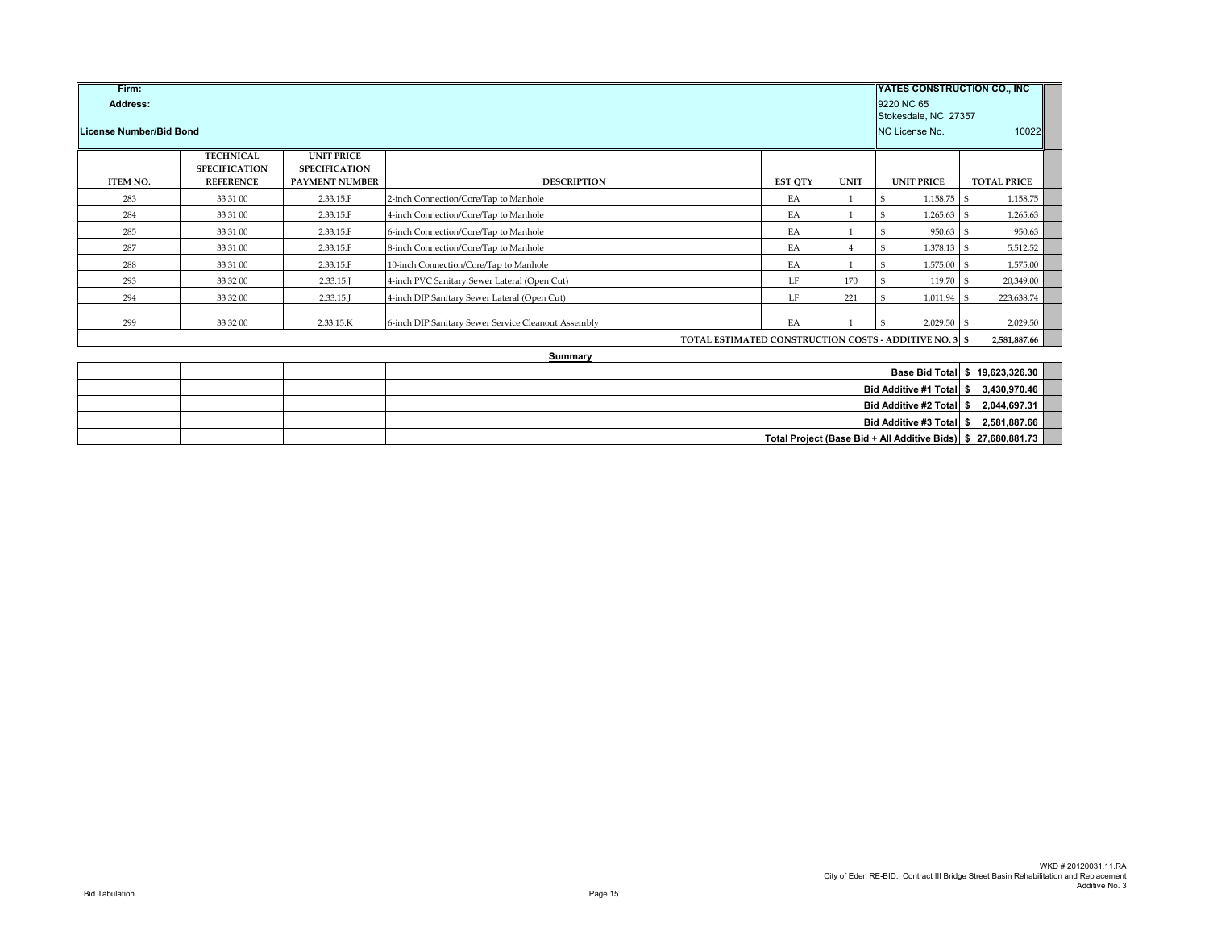| Firm: | | | | | | YATES CONSTRUCTION CO., INC | |
|---|---|---|---|---|---|---|---|
| Address: | | | | | | 9220 NC 65<br>Stokesdale, NC 27357 | |
| License Number/Bid Bond | | | | | | NC License No. | 10022 |
| **ITEM NO.** | **TECHNICAL SPECIFICATION REFERENCE** | **UNIT PRICE SPECIFICATION PAYMENT NUMBER** | **DESCRIPTION** | **EST QTY** | **UNIT** | **UNIT PRICE** | **TOTAL PRICE** |
| 283 | 33 31 00 | 2.33.15.F | 2-inch Connection/Core/Tap to Manhole | EA | 1 | $ 1,158.75 | $ 1,158.75 |
| 284 | 33 31 00 | 2.33.15.F | 4-inch Connection/Core/Tap to Manhole | EA | 1 | $ 1,265.63 | $ 1,265.63 |
| 285 | 33 31 00 | 2.33.15.F | 6-inch Connection/Core/Tap to Manhole | EA | 1 | $ 950.63 | $ 950.63 |
| 287 | 33 31 00 | 2.33.15.F | 8-inch Connection/Core/Tap to Manhole | EA | 4 | $ 1,378.13 | $ 5,512.52 |
| 288 | 33 31 00 | 2.33.15.F | 10-inch Connection/Core/Tap to Manhole | EA | 1 | $ 1,575.00 | $ 1,575.00 |
| 293 | 33 32 00 | 2.33.15.J | 4-inch PVC Sanitary Sewer Lateral (Open Cut) | LF | 170 | $ 119.70 | $ 20,349.00 |
| 294 | 33 32 00 | 2.33.15.J | 4-inch DIP Sanitary Sewer Lateral (Open Cut) | LF | 221 | $ 1,011.94 | $ 223,638.74 |
| 299 | 33 32 00 | 2.33.15.K | 6-inch DIP Sanitary Sewer Service Cleanout Assembly | EA | 1 | $ 2,029.50 | $ 2,029.50 |
| | | | | | | **TOTAL ESTIMATED CONSTRUCTION COSTS - ADDITIVE NO. 3** | $ 2,581,887.66 |

**Summary**

| | | | | |
|---|---|---|---|---|
| | | | **Base Bid Total** | **$ 19,623,326.30** |
| | | | **Bid Additive #1 Total** | **$ 3,430,970.46** |
| | | | **Bid Additive #2 Total** | **$ 2,044,697.31** |
| | | | **Bid Additive #3 Total** | **$ 2,581,887.66** |
| | | | **Total Project (Base Bid + All Additive Bids)** | **$ 27,680,881.73** |

Bid Tabulation

WKD # 20120031.11.RA
City of Eden RE-BID: Contract III Bridge Street Basin Rehabilitation and Replacement
Additive No. 3